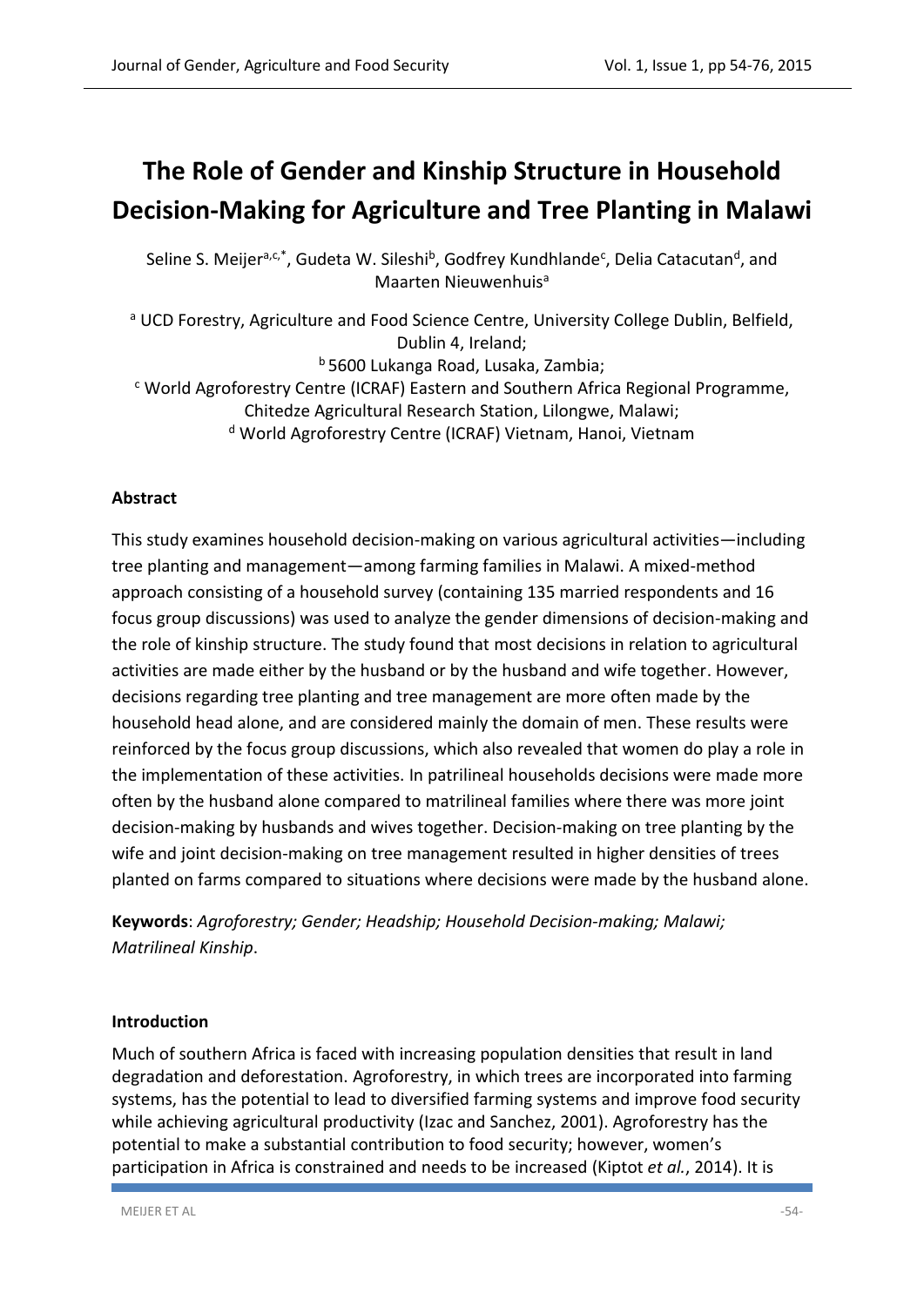# The Role of Gender and Kinship Structure in Household Decision-Making for Agriculture and Tree Planting in Malawi

Seline S. Meijer[a,c,*], Gudeta W. Sileshi[b], Godfrey Kundhlande[c], Delia Catacutan[d], and Maarten Nieuwenhuis[a]

[a] UCD Forestry, Agriculture and Food Science Centre, University College Dublin, Belfield, Dublin 4, Ireland;
[b] 5600 Lukanga Road, Lusaka, Zambia;
[c] World Agroforestry Centre (ICRAF) Eastern and Southern Africa Regional Programme, Chitedze Agricultural Research Station, Lilongwe, Malawi;
[d] World Agroforestry Centre (ICRAF) Vietnam, Hanoi, Vietnam

### Abstract

This study examines household decision-making on various agricultural activities—including tree planting and management—among farming families in Malawi. A mixed-method approach consisting of a household survey (containing 135 married respondents and 16 focus group discussions) was used to analyze the gender dimensions of decision-making and the role of kinship structure. The study found that most decisions in relation to agricultural activities are made either by the husband or by the husband and wife together. However, decisions regarding tree planting and tree management are more often made by the household head alone, and are considered mainly the domain of men. These results were reinforced by the focus group discussions, which also revealed that women do play a role in the implementation of these activities. In patrilineal households decisions were made more often by the husband alone compared to matrilineal families where there was more joint decision-making by husbands and wives together. Decision-making on tree planting by the wife and joint decision-making on tree management resulted in higher densities of trees planted on farms compared to situations where decisions were made by the husband alone.

**Keywords**: *Agroforestry; Gender; Headship; Household Decision-making; Malawi; Matrilineal Kinship*.

### Introduction

Much of southern Africa is faced with increasing population densities that result in land degradation and deforestation. Agroforestry, in which trees are incorporated into farming systems, has the potential to lead to diversified farming systems and improve food security while achieving agricultural productivity (Izac and Sanchez, 2001). Agroforestry has the potential to make a substantial contribution to food security; however, women's participation in Africa is constrained and needs to be increased (Kiptot *et al.*, 2014). It is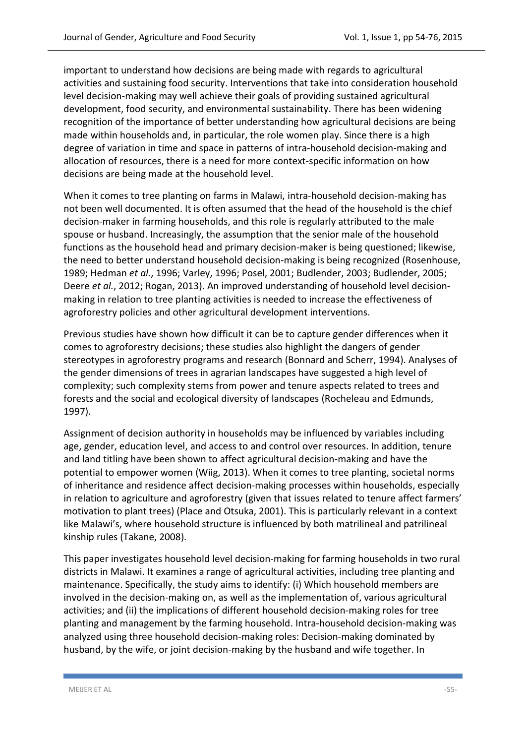important to understand how decisions are being made with regards to agricultural activities and sustaining food security. Interventions that take into consideration household level decision-making may well achieve their goals of providing sustained agricultural development, food security, and environmental sustainability. There has been widening recognition of the importance of better understanding how agricultural decisions are being made within households and, in particular, the role women play. Since there is a high degree of variation in time and space in patterns of intra-household decision-making and allocation of resources, there is a need for more context-specific information on how decisions are being made at the household level.

When it comes to tree planting on farms in Malawi, intra-household decision-making has not been well documented. It is often assumed that the head of the household is the chief decision-maker in farming households, and this role is regularly attributed to the male spouse or husband. Increasingly, the assumption that the senior male of the household functions as the household head and primary decision-maker is being questioned; likewise, the need to better understand household decision-making is being recognized (Rosenhouse, 1989; Hedman *et al.*, 1996; Varley, 1996; Posel, 2001; Budlender, 2003; Budlender, 2005; Deere *et al.*, 2012; Rogan, 2013). An improved understanding of household level decision-making in relation to tree planting activities is needed to increase the effectiveness of agroforestry policies and other agricultural development interventions.

Previous studies have shown how difficult it can be to capture gender differences when it comes to agroforestry decisions; these studies also highlight the dangers of gender stereotypes in agroforestry programs and research (Bonnard and Scherr, 1994). Analyses of the gender dimensions of trees in agrarian landscapes have suggested a high level of complexity; such complexity stems from power and tenure aspects related to trees and forests and the social and ecological diversity of landscapes (Rocheleau and Edmunds, 1997).

Assignment of decision authority in households may be influenced by variables including age, gender, education level, and access to and control over resources. In addition, tenure and land titling have been shown to affect agricultural decision-making and have the potential to empower women (Wiig, 2013). When it comes to tree planting, societal norms of inheritance and residence affect decision-making processes within households, especially in relation to agriculture and agroforestry (given that issues related to tenure affect farmers' motivation to plant trees) (Place and Otsuka, 2001). This is particularly relevant in a context like Malawi's, where household structure is influenced by both matrilineal and patrilineal kinship rules (Takane, 2008).

This paper investigates household level decision-making for farming households in two rural districts in Malawi. It examines a range of agricultural activities, including tree planting and maintenance. Specifically, the study aims to identify: (i) Which household members are involved in the decision-making on, as well as the implementation of, various agricultural activities; and (ii) the implications of different household decision-making roles for tree planting and management by the farming household. Intra-household decision-making was analyzed using three household decision-making roles: Decision-making dominated by husband, by the wife, or joint decision-making by the husband and wife together. In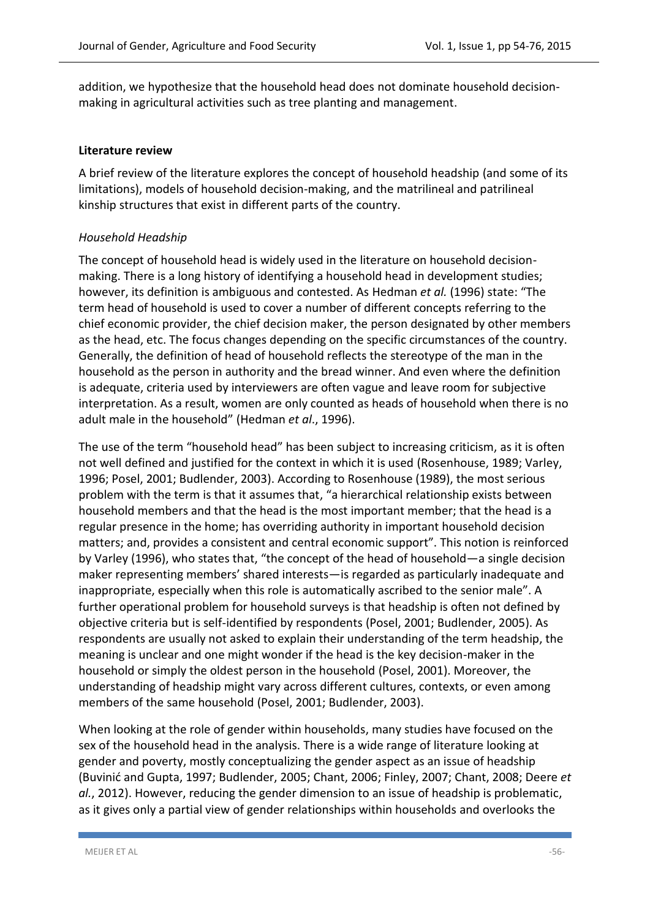addition, we hypothesize that the household head does not dominate household decision-making in agricultural activities such as tree planting and management.

**Literature review**

A brief review of the literature explores the concept of household headship (and some of its limitations), models of household decision-making, and the matrilineal and patrilineal kinship structures that exist in different parts of the country.

*Household Headship*

The concept of household head is widely used in the literature on household decision-making. There is a long history of identifying a household head in development studies; however, its definition is ambiguous and contested. As Hedman *et al.* (1996) state: "The term head of household is used to cover a number of different concepts referring to the chief economic provider, the chief decision maker, the person designated by other members as the head, etc. The focus changes depending on the specific circumstances of the country. Generally, the definition of head of household reflects the stereotype of the man in the household as the person in authority and the bread winner. And even where the definition is adequate, criteria used by interviewers are often vague and leave room for subjective interpretation. As a result, women are only counted as heads of household when there is no adult male in the household" (Hedman *et al*., 1996).

The use of the term "household head" has been subject to increasing criticism, as it is often not well defined and justified for the context in which it is used (Rosenhouse, 1989; Varley, 1996; Posel, 2001; Budlender, 2003). According to Rosenhouse (1989), the most serious problem with the term is that it assumes that, "a hierarchical relationship exists between household members and that the head is the most important member; that the head is a regular presence in the home; has overriding authority in important household decision matters; and, provides a consistent and central economic support". This notion is reinforced by Varley (1996), who states that, "the concept of the head of household—a single decision maker representing members' shared interests—is regarded as particularly inadequate and inappropriate, especially when this role is automatically ascribed to the senior male". A further operational problem for household surveys is that headship is often not defined by objective criteria but is self-identified by respondents (Posel, 2001; Budlender, 2005). As respondents are usually not asked to explain their understanding of the term headship, the meaning is unclear and one might wonder if the head is the key decision-maker in the household or simply the oldest person in the household (Posel, 2001). Moreover, the understanding of headship might vary across different cultures, contexts, or even among members of the same household (Posel, 2001; Budlender, 2003).

When looking at the role of gender within households, many studies have focused on the sex of the household head in the analysis. There is a wide range of literature looking at gender and poverty, mostly conceptualizing the gender aspect as an issue of headship (Buvinić and Gupta, 1997; Budlender, 2005; Chant, 2006; Finley, 2007; Chant, 2008; Deere *et al.*, 2012). However, reducing the gender dimension to an issue of headship is problematic, as it gives only a partial view of gender relationships within households and overlooks the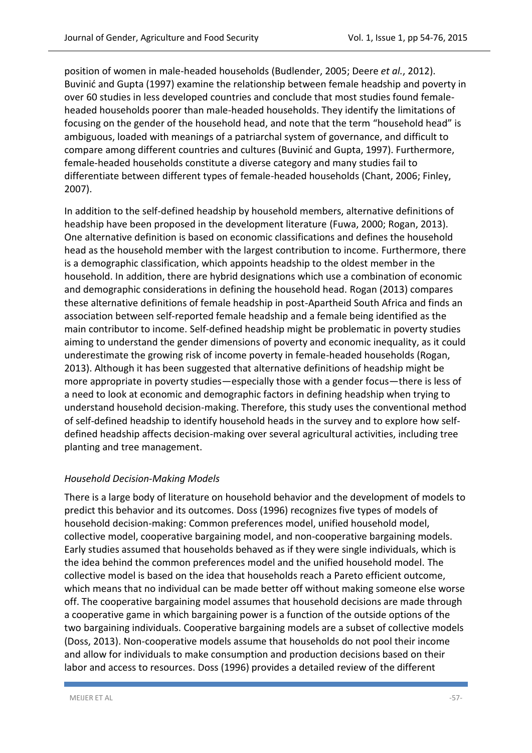position of women in male-headed households (Budlender, 2005; Deere *et al.*, 2012). Buvinić and Gupta (1997) examine the relationship between female headship and poverty in over 60 studies in less developed countries and conclude that most studies found female-headed households poorer than male-headed households. They identify the limitations of focusing on the gender of the household head, and note that the term "household head" is ambiguous, loaded with meanings of a patriarchal system of governance, and difficult to compare among different countries and cultures (Buvinić and Gupta, 1997). Furthermore, female-headed households constitute a diverse category and many studies fail to differentiate between different types of female-headed households (Chant, 2006; Finley, 2007).

In addition to the self-defined headship by household members, alternative definitions of headship have been proposed in the development literature (Fuwa, 2000; Rogan, 2013). One alternative definition is based on economic classifications and defines the household head as the household member with the largest contribution to income. Furthermore, there is a demographic classification, which appoints headship to the oldest member in the household. In addition, there are hybrid designations which use a combination of economic and demographic considerations in defining the household head. Rogan (2013) compares these alternative definitions of female headship in post-Apartheid South Africa and finds an association between self-reported female headship and a female being identified as the main contributor to income. Self-defined headship might be problematic in poverty studies aiming to understand the gender dimensions of poverty and economic inequality, as it could underestimate the growing risk of income poverty in female-headed households (Rogan, 2013). Although it has been suggested that alternative definitions of headship might be more appropriate in poverty studies—especially those with a gender focus—there is less of a need to look at economic and demographic factors in defining headship when trying to understand household decision-making. Therefore, this study uses the conventional method of self-defined headship to identify household heads in the survey and to explore how self-defined headship affects decision-making over several agricultural activities, including tree planting and tree management.

*Household Decision-Making Models*

There is a large body of literature on household behavior and the development of models to predict this behavior and its outcomes. Doss (1996) recognizes five types of models of household decision-making: Common preferences model, unified household model, collective model, cooperative bargaining model, and non-cooperative bargaining models. Early studies assumed that households behaved as if they were single individuals, which is the idea behind the common preferences model and the unified household model. The collective model is based on the idea that households reach a Pareto efficient outcome, which means that no individual can be made better off without making someone else worse off. The cooperative bargaining model assumes that household decisions are made through a cooperative game in which bargaining power is a function of the outside options of the two bargaining individuals. Cooperative bargaining models are a subset of collective models (Doss, 2013). Non-cooperative models assume that households do not pool their income and allow for individuals to make consumption and production decisions based on their labor and access to resources. Doss (1996) provides a detailed review of the different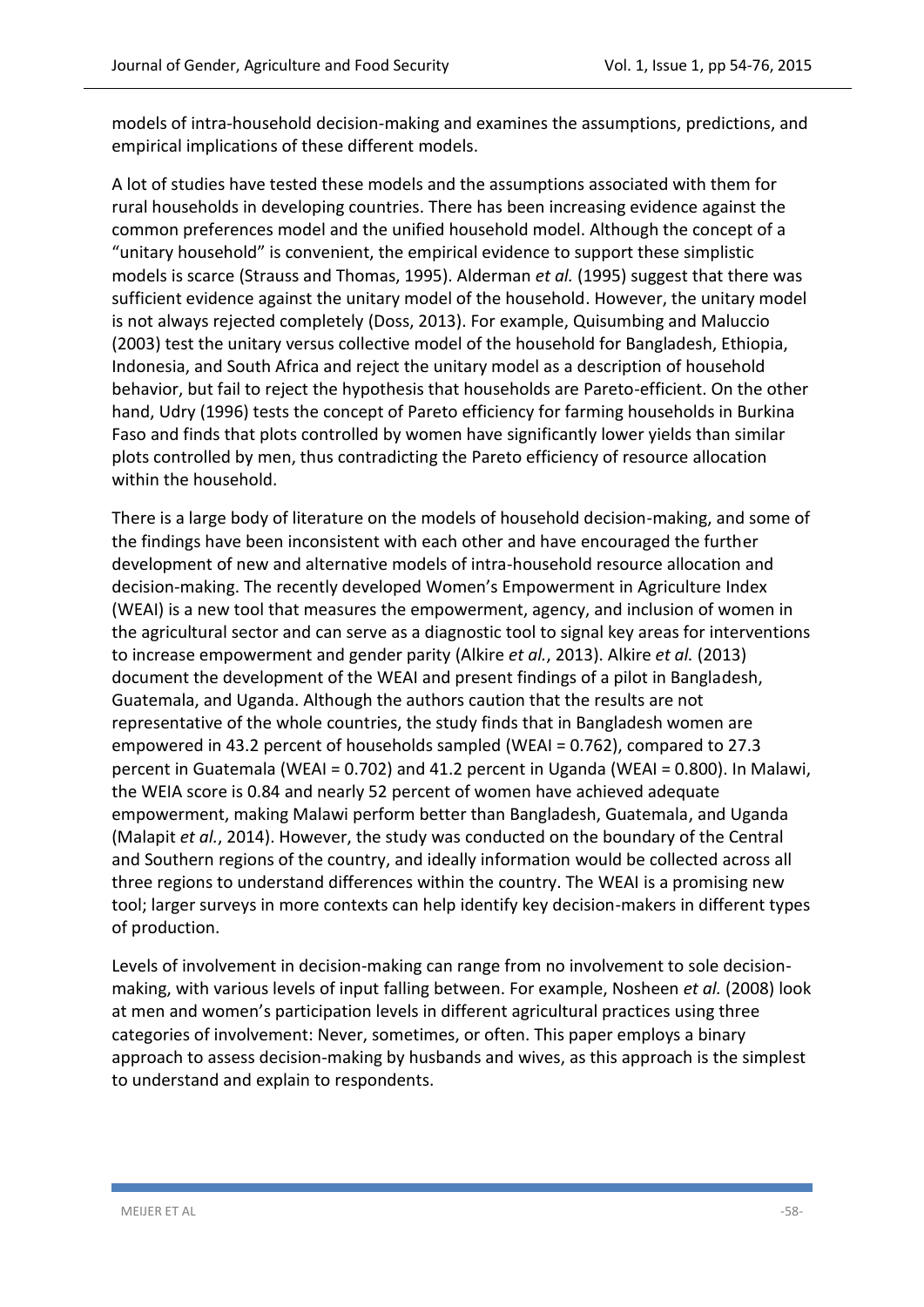models of intra-household decision-making and examines the assumptions, predictions, and empirical implications of these different models.

A lot of studies have tested these models and the assumptions associated with them for rural households in developing countries. There has been increasing evidence against the common preferences model and the unified household model. Although the concept of a "unitary household" is convenient, the empirical evidence to support these simplistic models is scarce (Strauss and Thomas, 1995). Alderman *et al.* (1995) suggest that there was sufficient evidence against the unitary model of the household. However, the unitary model is not always rejected completely (Doss, 2013). For example, Quisumbing and Maluccio (2003) test the unitary versus collective model of the household for Bangladesh, Ethiopia, Indonesia, and South Africa and reject the unitary model as a description of household behavior, but fail to reject the hypothesis that households are Pareto-efficient. On the other hand, Udry (1996) tests the concept of Pareto efficiency for farming households in Burkina Faso and finds that plots controlled by women have significantly lower yields than similar plots controlled by men, thus contradicting the Pareto efficiency of resource allocation within the household.

There is a large body of literature on the models of household decision-making, and some of the findings have been inconsistent with each other and have encouraged the further development of new and alternative models of intra-household resource allocation and decision-making. The recently developed Women's Empowerment in Agriculture Index (WEAI) is a new tool that measures the empowerment, agency, and inclusion of women in the agricultural sector and can serve as a diagnostic tool to signal key areas for interventions to increase empowerment and gender parity (Alkire *et al.*, 2013). Alkire *et al.* (2013) document the development of the WEAI and present findings of a pilot in Bangladesh, Guatemala, and Uganda. Although the authors caution that the results are not representative of the whole countries, the study finds that in Bangladesh women are empowered in 43.2 percent of households sampled (WEAI = 0.762), compared to 27.3 percent in Guatemala (WEAI = 0.702) and 41.2 percent in Uganda (WEAI = 0.800). In Malawi, the WEIA score is 0.84 and nearly 52 percent of women have achieved adequate empowerment, making Malawi perform better than Bangladesh, Guatemala, and Uganda (Malapit *et al.*, 2014). However, the study was conducted on the boundary of the Central and Southern regions of the country, and ideally information would be collected across all three regions to understand differences within the country. The WEAI is a promising new tool; larger surveys in more contexts can help identify key decision-makers in different types of production.

Levels of involvement in decision-making can range from no involvement to sole decision-making, with various levels of input falling between. For example, Nosheen *et al.* (2008) look at men and women's participation levels in different agricultural practices using three categories of involvement: Never, sometimes, or often. This paper employs a binary approach to assess decision-making by husbands and wives, as this approach is the simplest to understand and explain to respondents.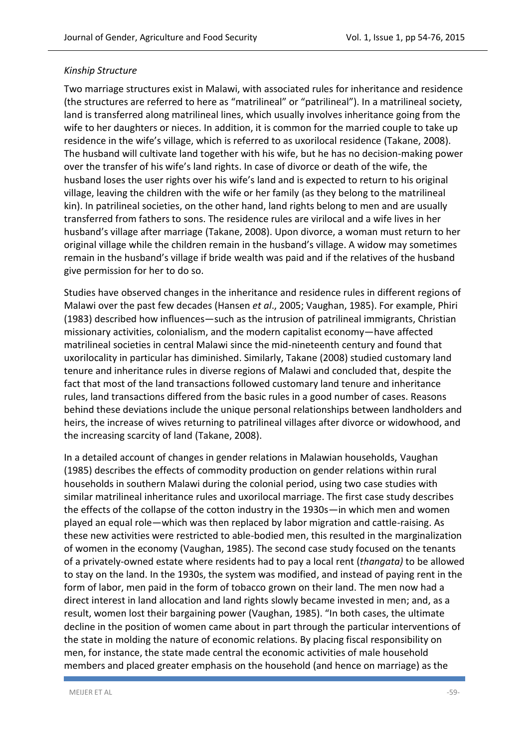*Kinship Structure*

Two marriage structures exist in Malawi, with associated rules for inheritance and residence (the structures are referred to here as "matrilineal" or "patrilineal"). In a matrilineal society, land is transferred along matrilineal lines, which usually involves inheritance going from the wife to her daughters or nieces. In addition, it is common for the married couple to take up residence in the wife's village, which is referred to as uxorilocal residence (Takane, 2008). The husband will cultivate land together with his wife, but he has no decision-making power over the transfer of his wife's land rights. In case of divorce or death of the wife, the husband loses the user rights over his wife's land and is expected to return to his original village, leaving the children with the wife or her family (as they belong to the matrilineal kin). In patrilineal societies, on the other hand, land rights belong to men and are usually transferred from fathers to sons. The residence rules are virilocal and a wife lives in her husband's village after marriage (Takane, 2008). Upon divorce, a woman must return to her original village while the children remain in the husband's village. A widow may sometimes remain in the husband's village if bride wealth was paid and if the relatives of the husband give permission for her to do so.

Studies have observed changes in the inheritance and residence rules in different regions of Malawi over the past few decades (Hansen *et al*., 2005; Vaughan, 1985). For example, Phiri (1983) described how influences—such as the intrusion of patrilineal immigrants, Christian missionary activities, colonialism, and the modern capitalist economy—have affected matrilineal societies in central Malawi since the mid-nineteenth century and found that uxorilocality in particular has diminished. Similarly, Takane (2008) studied customary land tenure and inheritance rules in diverse regions of Malawi and concluded that, despite the fact that most of the land transactions followed customary land tenure and inheritance rules, land transactions differed from the basic rules in a good number of cases. Reasons behind these deviations include the unique personal relationships between landholders and heirs, the increase of wives returning to patrilineal villages after divorce or widowhood, and the increasing scarcity of land (Takane, 2008).

In a detailed account of changes in gender relations in Malawian households, Vaughan (1985) describes the effects of commodity production on gender relations within rural households in southern Malawi during the colonial period, using two case studies with similar matrilineal inheritance rules and uxorilocal marriage. The first case study describes the effects of the collapse of the cotton industry in the 1930s—in which men and women played an equal role—which was then replaced by labor migration and cattle-raising. As these new activities were restricted to able-bodied men, this resulted in the marginalization of women in the economy (Vaughan, 1985). The second case study focused on the tenants of a privately-owned estate where residents had to pay a local rent (*thangata)* to be allowed to stay on the land. In the 1930s, the system was modified, and instead of paying rent in the form of labor, men paid in the form of tobacco grown on their land. The men now had a direct interest in land allocation and land rights slowly became invested in men; and, as a result, women lost their bargaining power (Vaughan, 1985). "In both cases, the ultimate decline in the position of women came about in part through the particular interventions of the state in molding the nature of economic relations. By placing fiscal responsibility on men, for instance, the state made central the economic activities of male household members and placed greater emphasis on the household (and hence on marriage) as the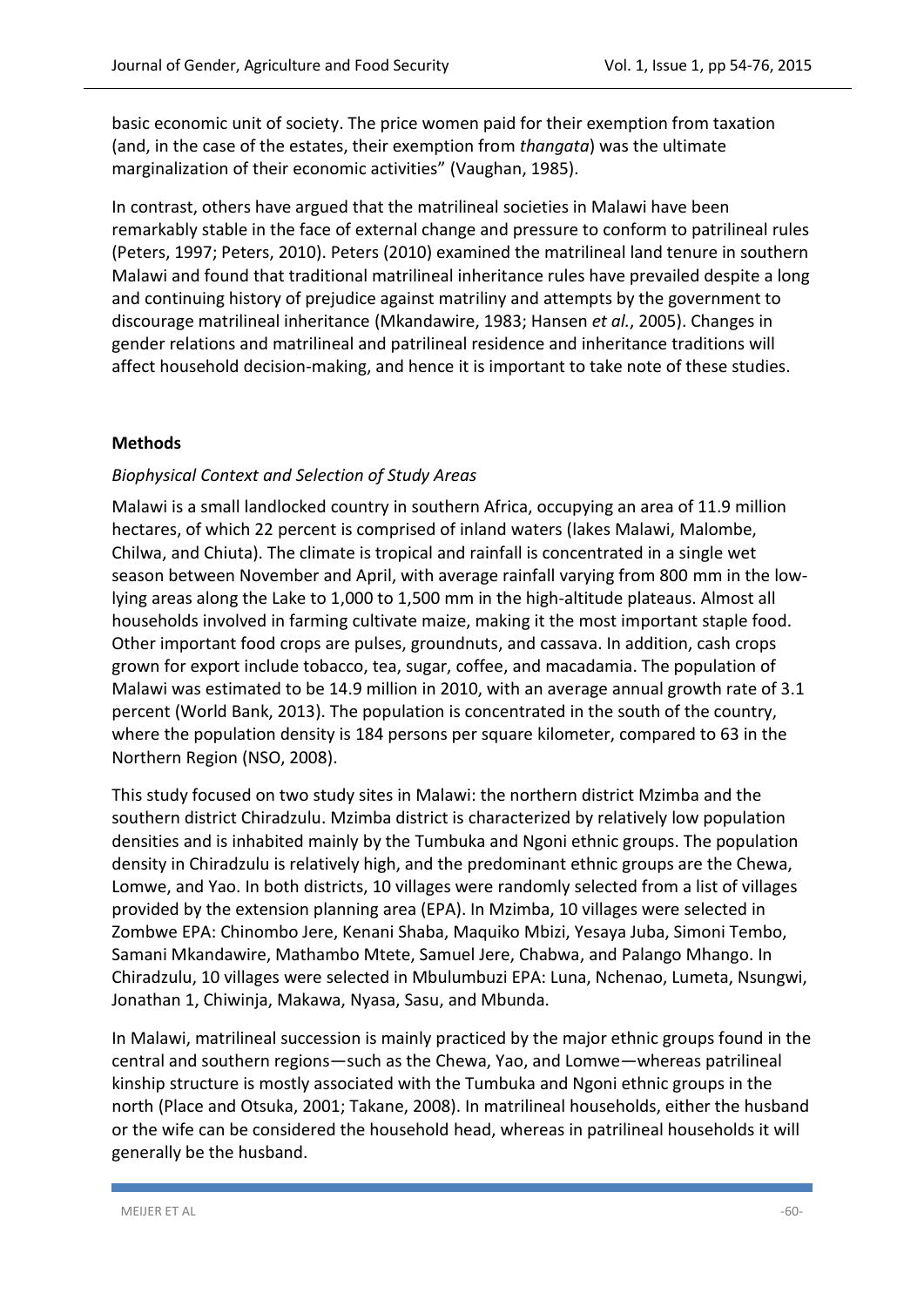basic economic unit of society. The price women paid for their exemption from taxation (and, in the case of the estates, their exemption from *thangata*) was the ultimate marginalization of their economic activities" (Vaughan, 1985).

In contrast, others have argued that the matrilineal societies in Malawi have been remarkably stable in the face of external change and pressure to conform to patrilineal rules (Peters, 1997; Peters, 2010). Peters (2010) examined the matrilineal land tenure in southern Malawi and found that traditional matrilineal inheritance rules have prevailed despite a long and continuing history of prejudice against matriliny and attempts by the government to discourage matrilineal inheritance (Mkandawire, 1983; Hansen *et al.*, 2005). Changes in gender relations and matrilineal and patrilineal residence and inheritance traditions will affect household decision-making, and hence it is important to take note of these studies.

## Methods

### *Biophysical Context and Selection of Study Areas*

Malawi is a small landlocked country in southern Africa, occupying an area of 11.9 million hectares, of which 22 percent is comprised of inland waters (lakes Malawi, Malombe, Chilwa, and Chiuta). The climate is tropical and rainfall is concentrated in a single wet season between November and April, with average rainfall varying from 800 mm in the low-lying areas along the Lake to 1,000 to 1,500 mm in the high-altitude plateaus. Almost all households involved in farming cultivate maize, making it the most important staple food. Other important food crops are pulses, groundnuts, and cassava. In addition, cash crops grown for export include tobacco, tea, sugar, coffee, and macadamia. The population of Malawi was estimated to be 14.9 million in 2010, with an average annual growth rate of 3.1 percent (World Bank, 2013). The population is concentrated in the south of the country, where the population density is 184 persons per square kilometer, compared to 63 in the Northern Region (NSO, 2008).

This study focused on two study sites in Malawi: the northern district Mzimba and the southern district Chiradzulu. Mzimba district is characterized by relatively low population densities and is inhabited mainly by the Tumbuka and Ngoni ethnic groups. The population density in Chiradzulu is relatively high, and the predominant ethnic groups are the Chewa, Lomwe, and Yao. In both districts, 10 villages were randomly selected from a list of villages provided by the extension planning area (EPA). In Mzimba, 10 villages were selected in Zombwe EPA: Chinombo Jere, Kenani Shaba, Maquiko Mbizi, Yesaya Juba, Simoni Tembo, Samani Mkandawire, Mathambo Mtete, Samuel Jere, Chabwa, and Palango Mhango. In Chiradzulu, 10 villages were selected in Mbulumbuzi EPA: Luna, Nchenao, Lumeta, Nsungwi, Jonathan 1, Chiwinja, Makawa, Nyasa, Sasu, and Mbunda.

In Malawi, matrilineal succession is mainly practiced by the major ethnic groups found in the central and southern regions—such as the Chewa, Yao, and Lomwe—whereas patrilineal kinship structure is mostly associated with the Tumbuka and Ngoni ethnic groups in the north (Place and Otsuka, 2001; Takane, 2008). In matrilineal households, either the husband or the wife can be considered the household head, whereas in patrilineal households it will generally be the husband.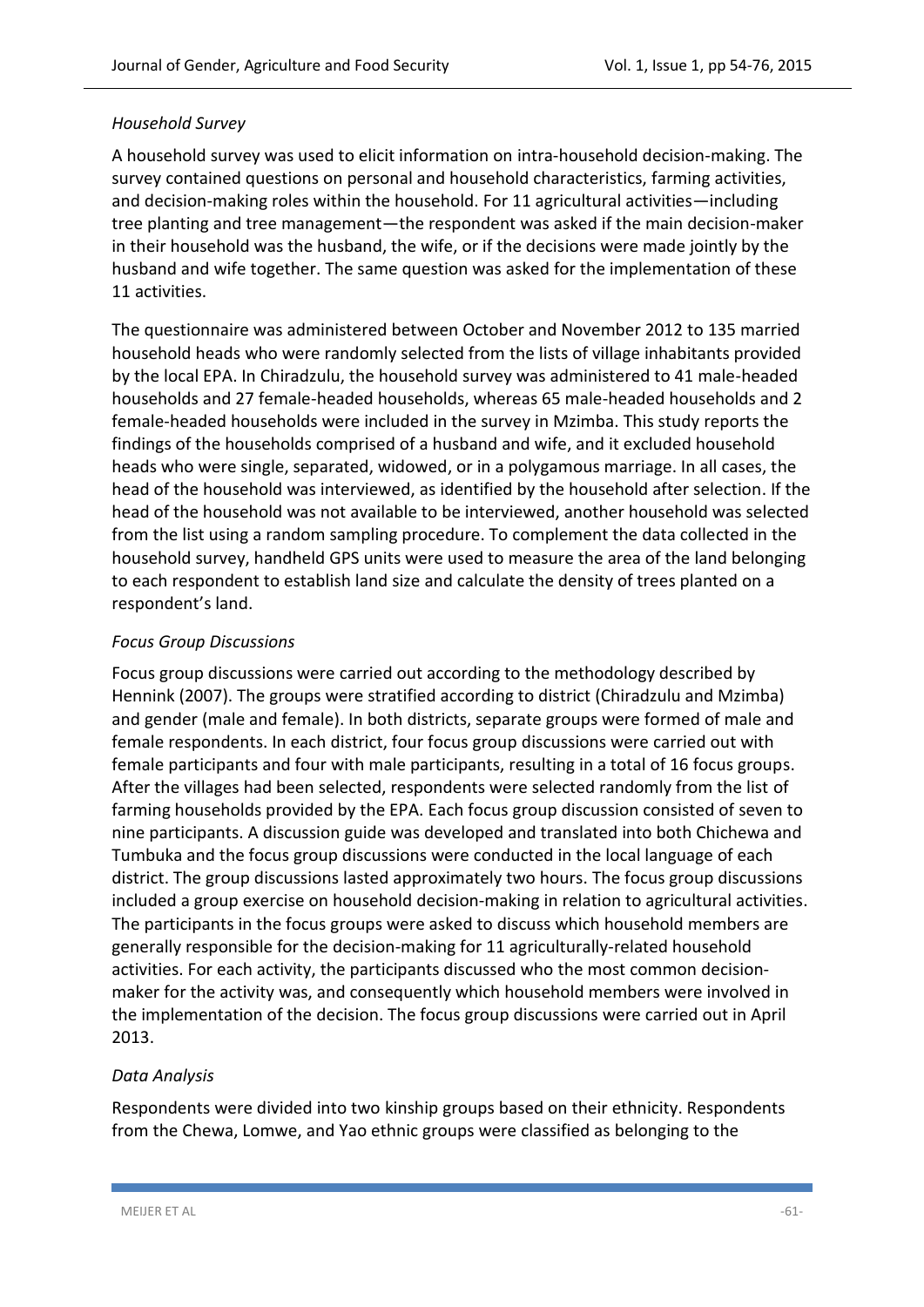### *Household Survey*

A household survey was used to elicit information on intra-household decision-making. The survey contained questions on personal and household characteristics, farming activities, and decision-making roles within the household. For 11 agricultural activities—including tree planting and tree management—the respondent was asked if the main decision-maker in their household was the husband, the wife, or if the decisions were made jointly by the husband and wife together. The same question was asked for the implementation of these 11 activities.

The questionnaire was administered between October and November 2012 to 135 married household heads who were randomly selected from the lists of village inhabitants provided by the local EPA. In Chiradzulu, the household survey was administered to 41 male-headed households and 27 female-headed households, whereas 65 male-headed households and 2 female-headed households were included in the survey in Mzimba. This study reports the findings of the households comprised of a husband and wife, and it excluded household heads who were single, separated, widowed, or in a polygamous marriage. In all cases, the head of the household was interviewed, as identified by the household after selection. If the head of the household was not available to be interviewed, another household was selected from the list using a random sampling procedure. To complement the data collected in the household survey, handheld GPS units were used to measure the area of the land belonging to each respondent to establish land size and calculate the density of trees planted on a respondent's land.

### *Focus Group Discussions*

Focus group discussions were carried out according to the methodology described by Hennink (2007). The groups were stratified according to district (Chiradzulu and Mzimba) and gender (male and female). In both districts, separate groups were formed of male and female respondents. In each district, four focus group discussions were carried out with female participants and four with male participants, resulting in a total of 16 focus groups. After the villages had been selected, respondents were selected randomly from the list of farming households provided by the EPA. Each focus group discussion consisted of seven to nine participants. A discussion guide was developed and translated into both Chichewa and Tumbuka and the focus group discussions were conducted in the local language of each district. The group discussions lasted approximately two hours. The focus group discussions included a group exercise on household decision-making in relation to agricultural activities. The participants in the focus groups were asked to discuss which household members are generally responsible for the decision-making for 11 agriculturally-related household activities. For each activity, the participants discussed who the most common decision-maker for the activity was, and consequently which household members were involved in the implementation of the decision. The focus group discussions were carried out in April 2013.

### *Data Analysis*

Respondents were divided into two kinship groups based on their ethnicity. Respondents from the Chewa, Lomwe, and Yao ethnic groups were classified as belonging to the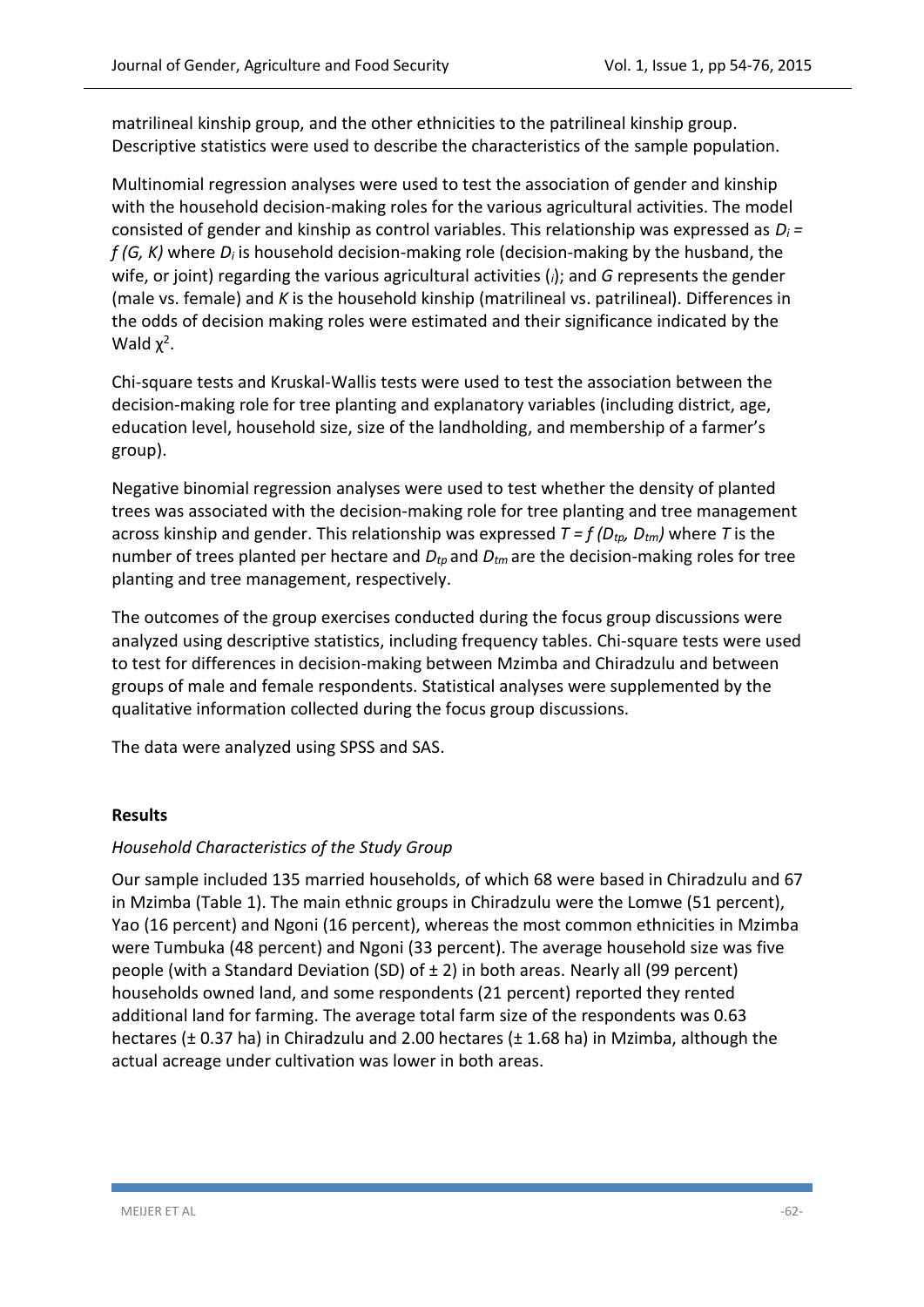matrilineal kinship group, and the other ethnicities to the patrilineal kinship group. Descriptive statistics were used to describe the characteristics of the sample population.

Multinomial regression analyses were used to test the association of gender and kinship with the household decision-making roles for the various agricultural activities. The model consisted of gender and kinship as control variables. This relationship was expressed as $D_i = f(G, K)$ where $D_i$ is household decision-making role (decision-making by the husband, the wife, or joint) regarding the various agricultural activities ($_i$); and $G$ represents the gender (male vs. female) and $K$ is the household kinship (matrilineal vs. patrilineal). Differences in the odds of decision making roles were estimated and their significance indicated by the Wald $\chi^2$.

Chi-square tests and Kruskal-Wallis tests were used to test the association between the decision-making role for tree planting and explanatory variables (including district, age, education level, household size, size of the landholding, and membership of a farmer's group).

Negative binomial regression analyses were used to test whether the density of planted trees was associated with the decision-making role for tree planting and tree management across kinship and gender. This relationship was expressed $T = f(D_{tp}, D_{tm})$ where $T$ is the number of trees planted per hectare and $D_{tp}$ and $D_{tm}$ are the decision-making roles for tree planting and tree management, respectively.

The outcomes of the group exercises conducted during the focus group discussions were analyzed using descriptive statistics, including frequency tables. Chi-square tests were used to test for differences in decision-making between Mzimba and Chiradzulu and between groups of male and female respondents. Statistical analyses were supplemented by the qualitative information collected during the focus group discussions.

The data were analyzed using SPSS and SAS.

## Results

### *Household Characteristics of the Study Group*

Our sample included 135 married households, of which 68 were based in Chiradzulu and 67 in Mzimba (Table 1). The main ethnic groups in Chiradzulu were the Lomwe (51 percent), Yao (16 percent) and Ngoni (16 percent), whereas the most common ethnicities in Mzimba were Tumbuka (48 percent) and Ngoni (33 percent). The average household size was five people (with a Standard Deviation (SD) of ± 2) in both areas. Nearly all (99 percent) households owned land, and some respondents (21 percent) reported they rented additional land for farming. The average total farm size of the respondents was 0.63 hectares (± 0.37 ha) in Chiradzulu and 2.00 hectares (± 1.68 ha) in Mzimba, although the actual acreage under cultivation was lower in both areas.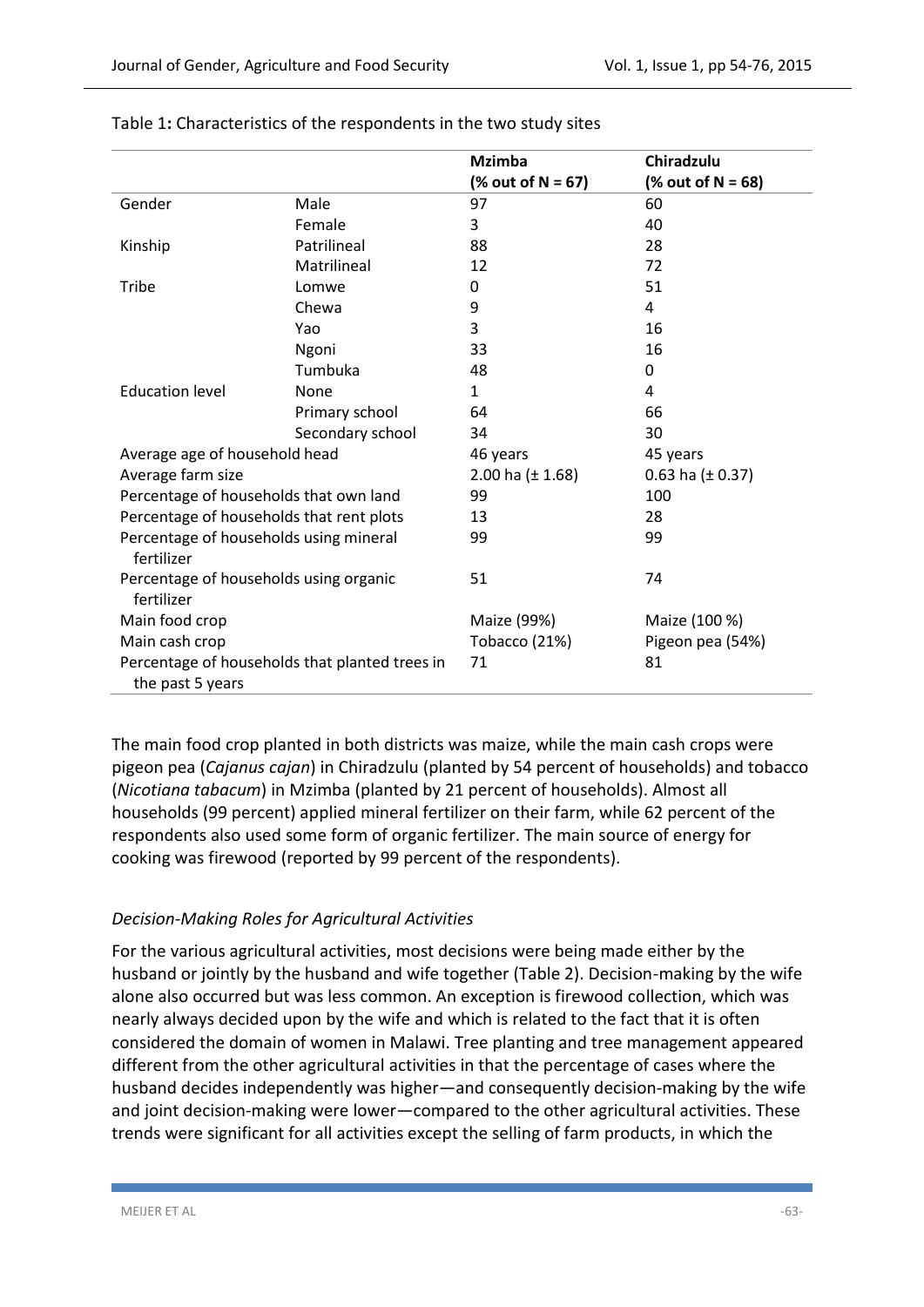Table 1**:** Characteristics of the respondents in the two study sites

| | | **Mzimba (% out of N = 67)** | **Chiradzulu (% out of N = 68)** |
|---|---|---|---|
| Gender | Male | 97 | 60 |
| | Female | 3 | 40 |
| Kinship | Patrilineal | 88 | 28 |
| | Matrilineal | 12 | 72 |
| Tribe | Lomwe | 0 | 51 |
| | Chewa | 9 | 4 |
| | Yao | 3 | 16 |
| | Ngoni | 33 | 16 |
| | Tumbuka | 48 | 0 |
| Education level | None | 1 | 4 |
| | Primary school | 64 | 66 |
| | Secondary school | 34 | 30 |
| Average age of household head | | 46 years | 45 years |
| Average farm size | | 2.00 ha (± 1.68) | 0.63 ha (± 0.37) |
| Percentage of households that own land | | 99 | 100 |
| Percentage of households that rent plots | | 13 | 28 |
| Percentage of households using mineral fertilizer | | 99 | 99 |
| Percentage of households using organic fertilizer | | 51 | 74 |
| Main food crop | | Maize (99%) | Maize (100 %) |
| Main cash crop | | Tobacco (21%) | Pigeon pea (54%) |
| Percentage of households that planted trees in the past 5 years | | 71 | 81 |

The main food crop planted in both districts was maize, while the main cash crops were pigeon pea (*Cajanus cajan*) in Chiradzulu (planted by 54 percent of households) and tobacco (*Nicotiana tabacum*) in Mzimba (planted by 21 percent of households). Almost all households (99 percent) applied mineral fertilizer on their farm, while 62 percent of the respondents also used some form of organic fertilizer. The main source of energy for cooking was firewood (reported by 99 percent of the respondents).

### *Decision-Making Roles for Agricultural Activities*

For the various agricultural activities, most decisions were being made either by the husband or jointly by the husband and wife together (Table 2). Decision-making by the wife alone also occurred but was less common. An exception is firewood collection, which was nearly always decided upon by the wife and which is related to the fact that it is often considered the domain of women in Malawi. Tree planting and tree management appeared different from the other agricultural activities in that the percentage of cases where the husband decides independently was higher—and consequently decision-making by the wife and joint decision-making were lower—compared to the other agricultural activities. These trends were significant for all activities except the selling of farm products, in which the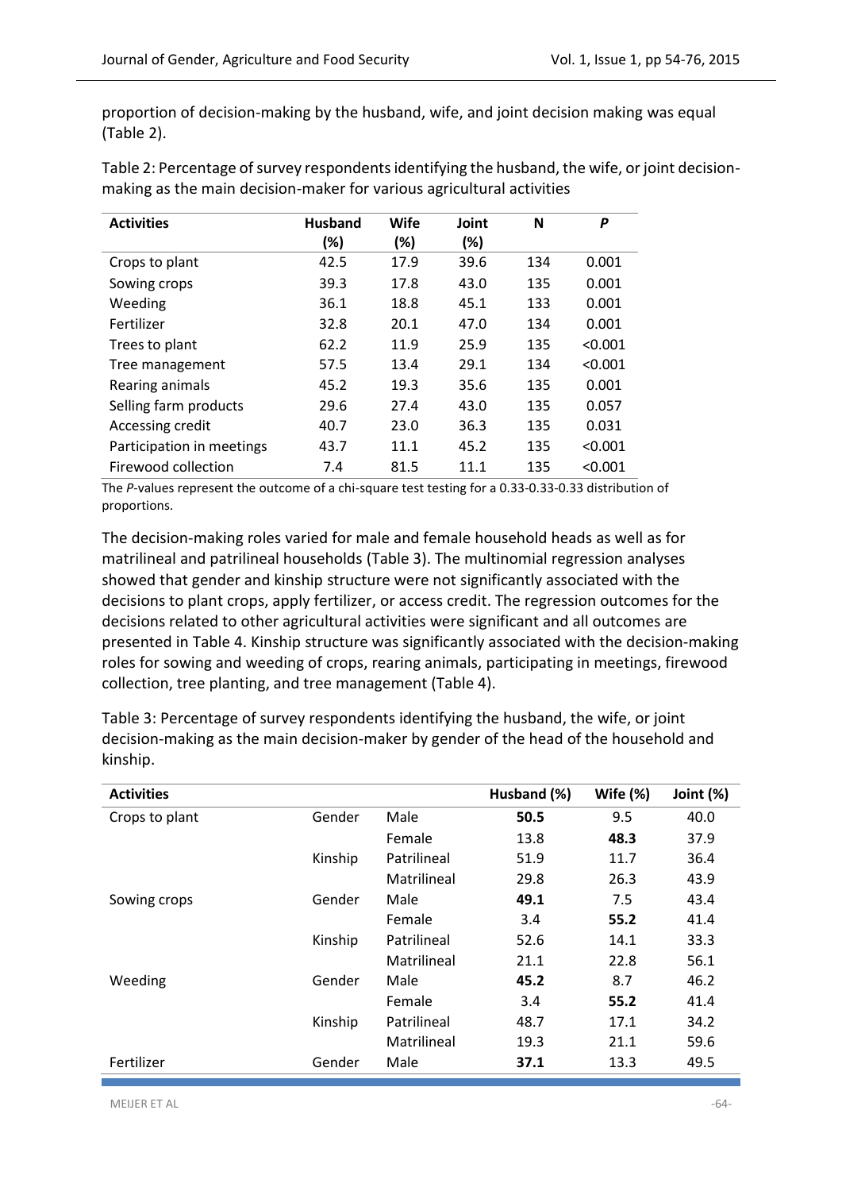proportion of decision-making by the husband, wife, and joint decision making was equal (Table 2).

Table 2: Percentage of survey respondents identifying the husband, the wife, or joint decision-making as the main decision-maker for various agricultural activities

| Activities | Husband (%) | Wife (%) | Joint (%) | N | *P* |
|---|---|---|---|---|---|
| Crops to plant | 42.5 | 17.9 | 39.6 | 134 | 0.001 |
| Sowing crops | 39.3 | 17.8 | 43.0 | 135 | 0.001 |
| Weeding | 36.1 | 18.8 | 45.1 | 133 | 0.001 |
| Fertilizer | 32.8 | 20.1 | 47.0 | 134 | 0.001 |
| Trees to plant | 62.2 | 11.9 | 25.9 | 135 | <0.001 |
| Tree management | 57.5 | 13.4 | 29.1 | 134 | <0.001 |
| Rearing animals | 45.2 | 19.3 | 35.6 | 135 | 0.001 |
| Selling farm products | 29.6 | 27.4 | 43.0 | 135 | 0.057 |
| Accessing credit | 40.7 | 23.0 | 36.3 | 135 | 0.031 |
| Participation in meetings | 43.7 | 11.1 | 45.2 | 135 | <0.001 |
| Firewood collection | 7.4 | 81.5 | 11.1 | 135 | <0.001 |

The *P*-values represent the outcome of a chi-square test testing for a 0.33-0.33-0.33 distribution of proportions.

The decision-making roles varied for male and female household heads as well as for matrilineal and patrilineal households (Table 3). The multinomial regression analyses showed that gender and kinship structure were not significantly associated with the decisions to plant crops, apply fertilizer, or access credit. The regression outcomes for the decisions related to other agricultural activities were significant and all outcomes are presented in Table 4. Kinship structure was significantly associated with the decision-making roles for sowing and weeding of crops, rearing animals, participating in meetings, firewood collection, tree planting, and tree management (Table 4).

Table 3: Percentage of survey respondents identifying the husband, the wife, or joint decision-making as the main decision-maker by gender of the head of the household and kinship.

| Activities | | | Husband (%) | Wife (%) | Joint (%) |
|---|---|---|---|---|---|
| Crops to plant | Gender | Male | **50.5** | 9.5 | 40.0 |
| | | Female | 13.8 | **48.3** | 37.9 |
| | Kinship | Patrilineal | 51.9 | 11.7 | 36.4 |
| | | Matrilineal | 29.8 | 26.3 | 43.9 |
| Sowing crops | Gender | Male | **49.1** | 7.5 | 43.4 |
| | | Female | 3.4 | **55.2** | 41.4 |
| | Kinship | Patrilineal | 52.6 | 14.1 | 33.3 |
| | | Matrilineal | 21.1 | 22.8 | 56.1 |
| Weeding | Gender | Male | **45.2** | 8.7 | 46.2 |
| | | Female | 3.4 | **55.2** | 41.4 |
| | Kinship | Patrilineal | 48.7 | 17.1 | 34.2 |
| | | Matrilineal | 19.3 | 21.1 | 59.6 |
| Fertilizer | Gender | Male | **37.1** | 13.3 | 49.5 |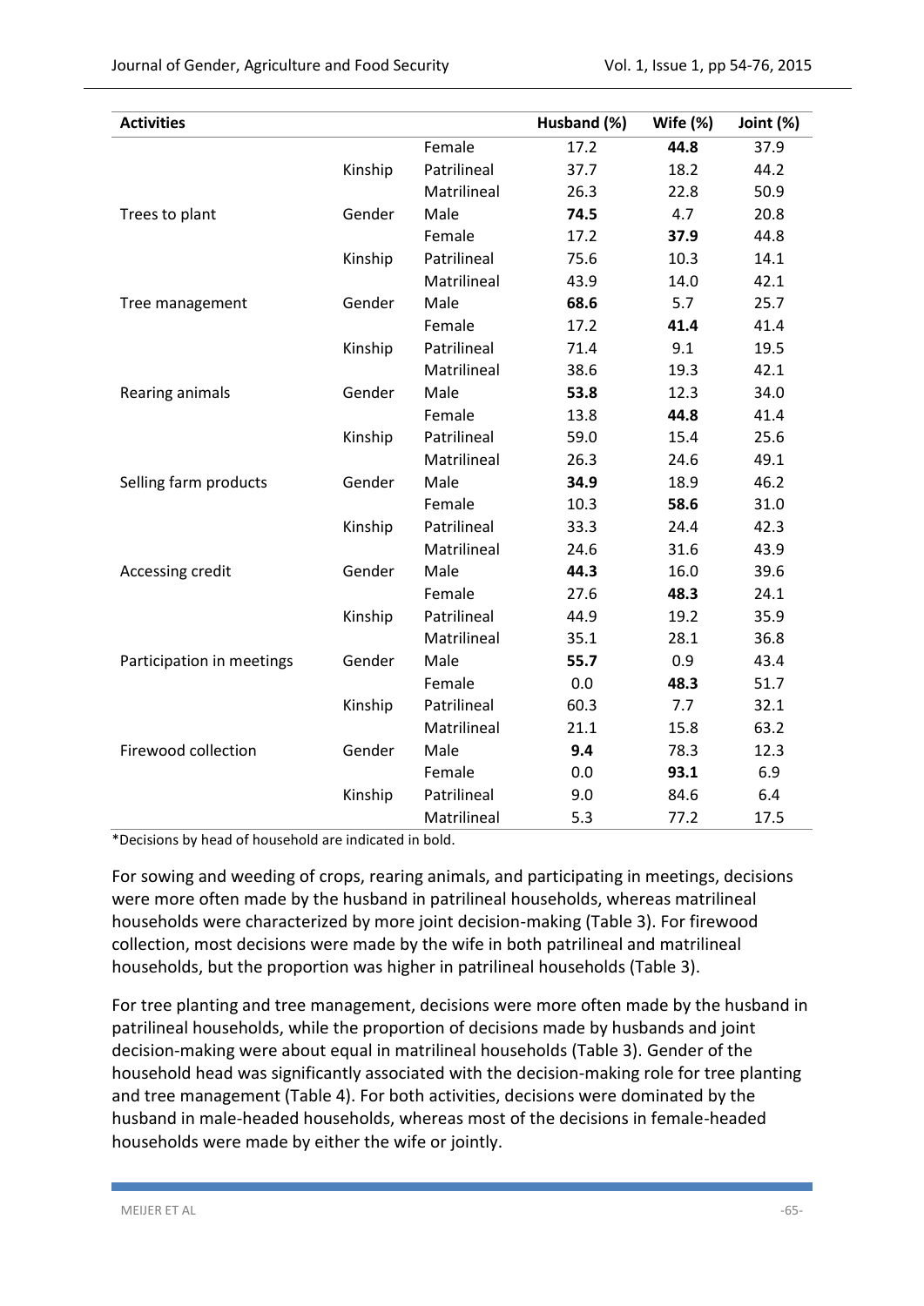| Activities | | | Husband (%) | Wife (%) | Joint (%) |
|---|---|---|---|---|---|
| | | Female | 17.2 | **44.8** | 37.9 |
| | Kinship | Patrilineal | 37.7 | 18.2 | 44.2 |
| | | Matrilineal | 26.3 | 22.8 | 50.9 |
| Trees to plant | Gender | Male | **74.5** | 4.7 | 20.8 |
| | | Female | 17.2 | **37.9** | 44.8 |
| | Kinship | Patrilineal | 75.6 | 10.3 | 14.1 |
| | | Matrilineal | 43.9 | 14.0 | 42.1 |
| Tree management | Gender | Male | **68.6** | 5.7 | 25.7 |
| | | Female | 17.2 | **41.4** | 41.4 |
| | Kinship | Patrilineal | 71.4 | 9.1 | 19.5 |
| | | Matrilineal | 38.6 | 19.3 | 42.1 |
| Rearing animals | Gender | Male | **53.8** | 12.3 | 34.0 |
| | | Female | 13.8 | **44.8** | 41.4 |
| | Kinship | Patrilineal | 59.0 | 15.4 | 25.6 |
| | | Matrilineal | 26.3 | 24.6 | 49.1 |
| Selling farm products | Gender | Male | **34.9** | 18.9 | 46.2 |
| | | Female | 10.3 | **58.6** | 31.0 |
| | Kinship | Patrilineal | 33.3 | 24.4 | 42.3 |
| | | Matrilineal | 24.6 | 31.6 | 43.9 |
| Accessing credit | Gender | Male | **44.3** | 16.0 | 39.6 |
| | | Female | 27.6 | **48.3** | 24.1 |
| | Kinship | Patrilineal | 44.9 | 19.2 | 35.9 |
| | | Matrilineal | 35.1 | 28.1 | 36.8 |
| Participation in meetings | Gender | Male | **55.7** | 0.9 | 43.4 |
| | | Female | 0.0 | **48.3** | 51.7 |
| | Kinship | Patrilineal | 60.3 | 7.7 | 32.1 |
| | | Matrilineal | 21.1 | 15.8 | 63.2 |
| Firewood collection | Gender | Male | **9.4** | 78.3 | 12.3 |
| | | Female | 0.0 | **93.1** | 6.9 |
| | Kinship | Patrilineal | 9.0 | 84.6 | 6.4 |
| | | Matrilineal | 5.3 | 77.2 | 17.5 |

*Decisions by head of household are indicated in bold.

For sowing and weeding of crops, rearing animals, and participating in meetings, decisions were more often made by the husband in patrilineal households, whereas matrilineal households were characterized by more joint decision-making (Table 3). For firewood collection, most decisions were made by the wife in both patrilineal and matrilineal households, but the proportion was higher in patrilineal households (Table 3).

For tree planting and tree management, decisions were more often made by the husband in patrilineal households, while the proportion of decisions made by husbands and joint decision-making were about equal in matrilineal households (Table 3). Gender of the household head was significantly associated with the decision-making role for tree planting and tree management (Table 4). For both activities, decisions were dominated by the husband in male-headed households, whereas most of the decisions in female-headed households were made by either the wife or jointly.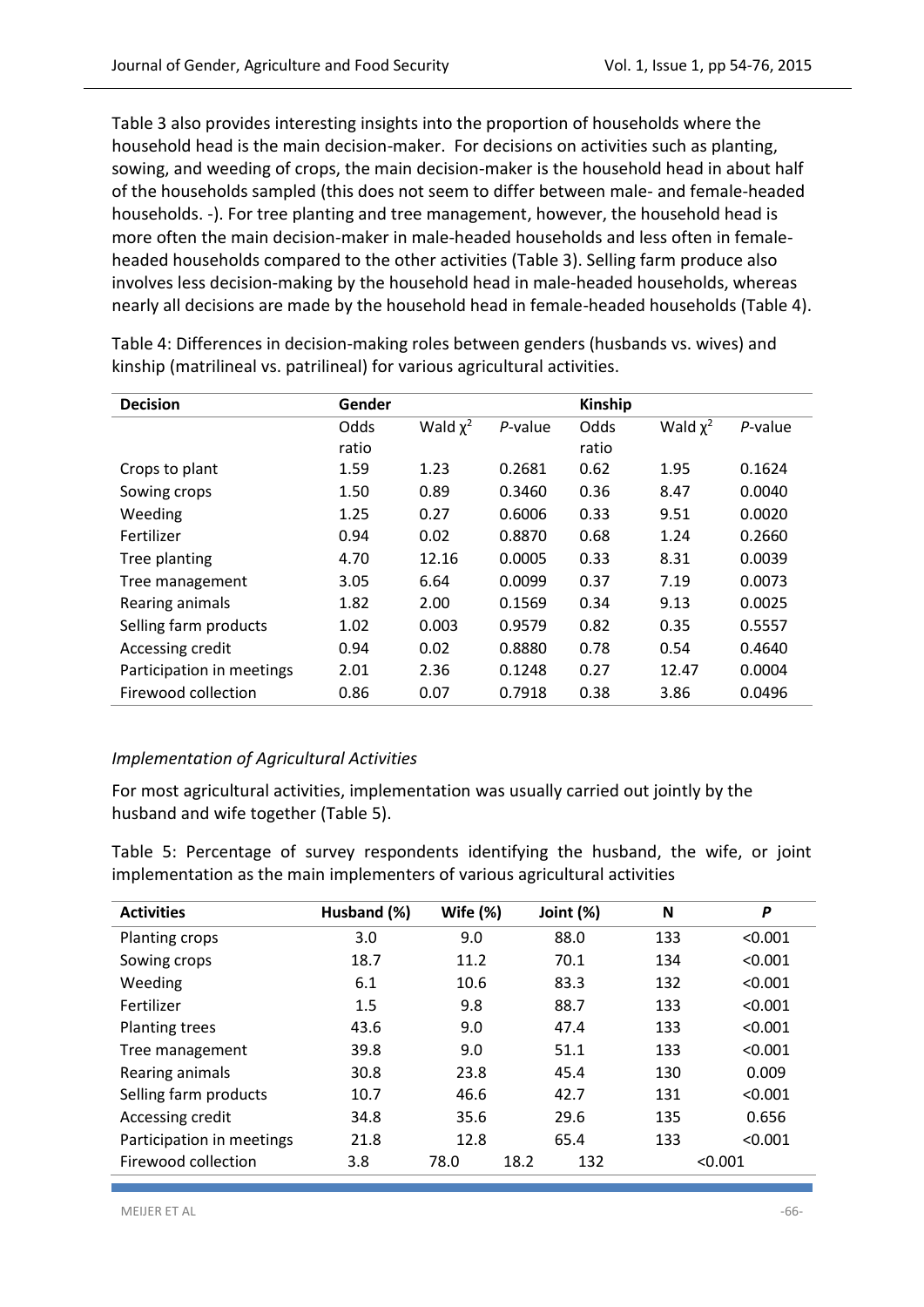Table 3 also provides interesting insights into the proportion of households where the household head is the main decision-maker. For decisions on activities such as planting, sowing, and weeding of crops, the main decision-maker is the household head in about half of the households sampled (this does not seem to differ between male- and female-headed households. -). For tree planting and tree management, however, the household head is more often the main decision-maker in male-headed households and less often in female-headed households compared to the other activities (Table 3). Selling farm produce also involves less decision-making by the household head in male-headed households, whereas nearly all decisions are made by the household head in female-headed households (Table 4).

Table 4: Differences in decision-making roles between genders (husbands vs. wives) and kinship (matrilineal vs. patrilineal) for various agricultural activities.

| Decision | Gender | | | Kinship | | |
|---|---|---|---|---|---|---|
| | Odds ratio | Wald $\chi^2$ | *P*-value | Odds ratio | Wald $\chi^2$ | *P*-value |
| Crops to plant | 1.59 | 1.23 | 0.2681 | 0.62 | 1.95 | 0.1624 |
| Sowing crops | 1.50 | 0.89 | 0.3460 | 0.36 | 8.47 | 0.0040 |
| Weeding | 1.25 | 0.27 | 0.6006 | 0.33 | 9.51 | 0.0020 |
| Fertilizer | 0.94 | 0.02 | 0.8870 | 0.68 | 1.24 | 0.2660 |
| Tree planting | 4.70 | 12.16 | 0.0005 | 0.33 | 8.31 | 0.0039 |
| Tree management | 3.05 | 6.64 | 0.0099 | 0.37 | 7.19 | 0.0073 |
| Rearing animals | 1.82 | 2.00 | 0.1569 | 0.34 | 9.13 | 0.0025 |
| Selling farm products | 1.02 | 0.003 | 0.9579 | 0.82 | 0.35 | 0.5557 |
| Accessing credit | 0.94 | 0.02 | 0.8880 | 0.78 | 0.54 | 0.4640 |
| Participation in meetings | 2.01 | 2.36 | 0.1248 | 0.27 | 12.47 | 0.0004 |
| Firewood collection | 0.86 | 0.07 | 0.7918 | 0.38 | 3.86 | 0.0496 |

*Implementation of Agricultural Activities*

For most agricultural activities, implementation was usually carried out jointly by the husband and wife together (Table 5).

Table 5: Percentage of survey respondents identifying the husband, the wife, or joint implementation as the main implementers of various agricultural activities

| Activities | Husband (%) | Wife (%) | Joint (%) | N | *P* |
|---|---|---|---|---|---|
| Planting crops | 3.0 | 9.0 | 88.0 | 133 | <0.001 |
| Sowing crops | 18.7 | 11.2 | 70.1 | 134 | <0.001 |
| Weeding | 6.1 | 10.6 | 83.3 | 132 | <0.001 |
| Fertilizer | 1.5 | 9.8 | 88.7 | 133 | <0.001 |
| Planting trees | 43.6 | 9.0 | 47.4 | 133 | <0.001 |
| Tree management | 39.8 | 9.0 | 51.1 | 133 | <0.001 |
| Rearing animals | 30.8 | 23.8 | 45.4 | 130 | 0.009 |
| Selling farm products | 10.7 | 46.6 | 42.7 | 131 | <0.001 |
| Accessing credit | 34.8 | 35.6 | 29.6 | 135 | 0.656 |
| Participation in meetings | 21.8 | 12.8 | 65.4 | 133 | <0.001 |
| Firewood collection | 3.8 | 78.0 | 18.2 | 132 | <0.001 |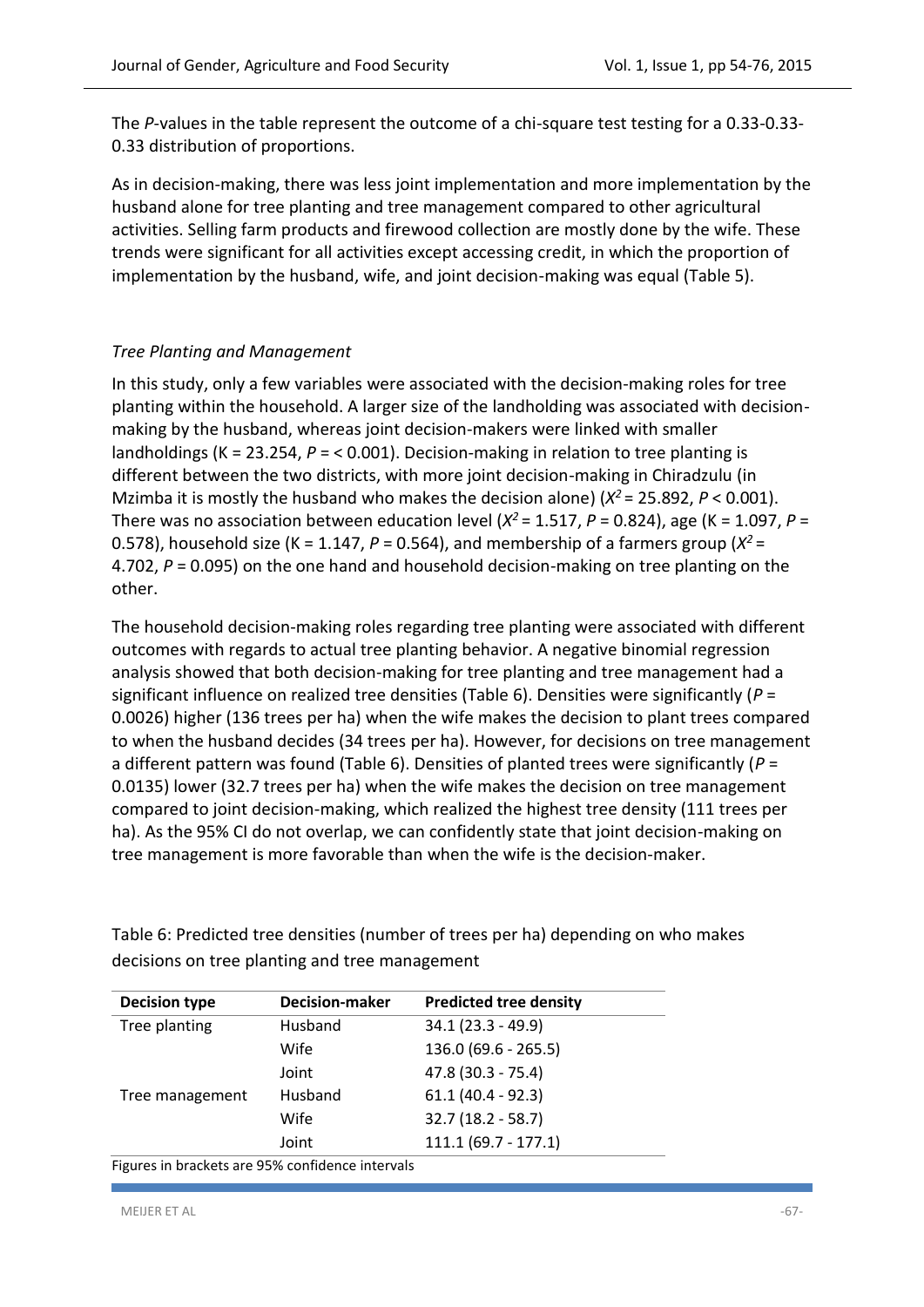The *P*-values in the table represent the outcome of a chi-square test testing for a 0.33-0.33-0.33 distribution of proportions.

As in decision-making, there was less joint implementation and more implementation by the husband alone for tree planting and tree management compared to other agricultural activities. Selling farm products and firewood collection are mostly done by the wife. These trends were significant for all activities except accessing credit, in which the proportion of implementation by the husband, wife, and joint decision-making was equal (Table 5).

### *Tree Planting and Management*

In this study, only a few variables were associated with the decision-making roles for tree planting within the household. A larger size of the landholding was associated with decision-making by the husband, whereas joint decision-makers were linked with smaller landholdings (K = 23.254, $P = < 0.001$). Decision-making in relation to tree planting is different between the two districts, with more joint decision-making in Chiradzulu (in Mzimba it is mostly the husband who makes the decision alone) ($X^2 = 25.892$, $P < 0.001$). There was no association between education level ($X^2 = 1.517$, $P = 0.824$), age (K = 1.097, $P = 0.578$), household size (K = 1.147, $P = 0.564$), and membership of a farmers group ($X^2 = 4.702$, $P = 0.095$) on the one hand and household decision-making on tree planting on the other.

The household decision-making roles regarding tree planting were associated with different outcomes with regards to actual tree planting behavior. A negative binomial regression analysis showed that both decision-making for tree planting and tree management had a significant influence on realized tree densities (Table 6). Densities were significantly ($P = 0.0026$) higher (136 trees per ha) when the wife makes the decision to plant trees compared to when the husband decides (34 trees per ha). However, for decisions on tree management a different pattern was found (Table 6). Densities of planted trees were significantly ($P = 0.0135$) lower (32.7 trees per ha) when the wife makes the decision on tree management compared to joint decision-making, which realized the highest tree density (111 trees per ha). As the 95% CI do not overlap, we can confidently state that joint decision-making on tree management is more favorable than when the wife is the decision-maker.

Table 6: Predicted tree densities (number of trees per ha) depending on who makes decisions on tree planting and tree management

| Decision type | Decision-maker | Predicted tree density |
|---|---|---|
| Tree planting | Husband | 34.1 (23.3 - 49.9) |
| | Wife | 136.0 (69.6 - 265.5) |
| | Joint | 47.8 (30.3 - 75.4) |
| Tree management | Husband | 61.1 (40.4 - 92.3) |
| | Wife | 32.7 (18.2 - 58.7) |
| | Joint | 111.1 (69.7 - 177.1) |

Figures in brackets are 95% confidence intervals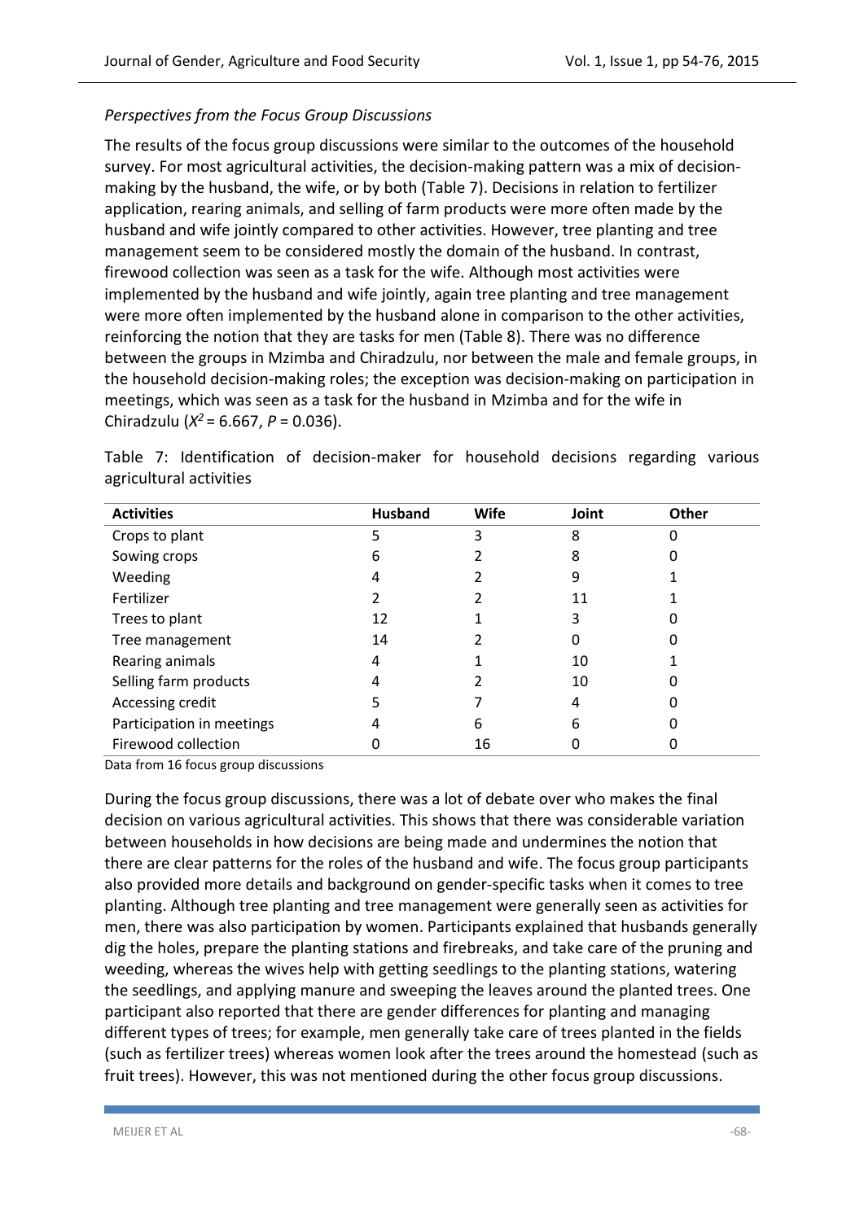*Perspectives from the Focus Group Discussions*

The results of the focus group discussions were similar to the outcomes of the household survey. For most agricultural activities, the decision-making pattern was a mix of decision-making by the husband, the wife, or by both (Table 7). Decisions in relation to fertilizer application, rearing animals, and selling of farm products were more often made by the husband and wife jointly compared to other activities. However, tree planting and tree management seem to be considered mostly the domain of the husband. In contrast, firewood collection was seen as a task for the wife. Although most activities were implemented by the husband and wife jointly, again tree planting and tree management were more often implemented by the husband alone in comparison to the other activities, reinforcing the notion that they are tasks for men (Table 8). There was no difference between the groups in Mzimba and Chiradzulu, nor between the male and female groups, in the household decision-making roles; the exception was decision-making on participation in meetings, which was seen as a task for the husband in Mzimba and for the wife in Chiradzulu ($X^2 = 6.667$, $P = 0.036$).

Table 7: Identification of decision-maker for household decisions regarding various agricultural activities

| Activities | Husband | Wife | Joint | Other |
|---|---|---|---|---|
| Crops to plant | 5 | 3 | 8 | 0 |
| Sowing crops | 6 | 2 | 8 | 0 |
| Weeding | 4 | 2 | 9 | 1 |
| Fertilizer | 2 | 2 | 11 | 1 |
| Trees to plant | 12 | 1 | 3 | 0 |
| Tree management | 14 | 2 | 0 | 0 |
| Rearing animals | 4 | 1 | 10 | 1 |
| Selling farm products | 4 | 2 | 10 | 0 |
| Accessing credit | 5 | 7 | 4 | 0 |
| Participation in meetings | 4 | 6 | 6 | 0 |
| Firewood collection | 0 | 16 | 0 | 0 |

Data from 16 focus group discussions

During the focus group discussions, there was a lot of debate over who makes the final decision on various agricultural activities. This shows that there was considerable variation between households in how decisions are being made and undermines the notion that there are clear patterns for the roles of the husband and wife. The focus group participants also provided more details and background on gender-specific tasks when it comes to tree planting. Although tree planting and tree management were generally seen as activities for men, there was also participation by women. Participants explained that husbands generally dig the holes, prepare the planting stations and firebreaks, and take care of the pruning and weeding, whereas the wives help with getting seedlings to the planting stations, watering the seedlings, and applying manure and sweeping the leaves around the planted trees. One participant also reported that there are gender differences for planting and managing different types of trees; for example, men generally take care of trees planted in the fields (such as fertilizer trees) whereas women look after the trees around the homestead (such as fruit trees). However, this was not mentioned during the other focus group discussions.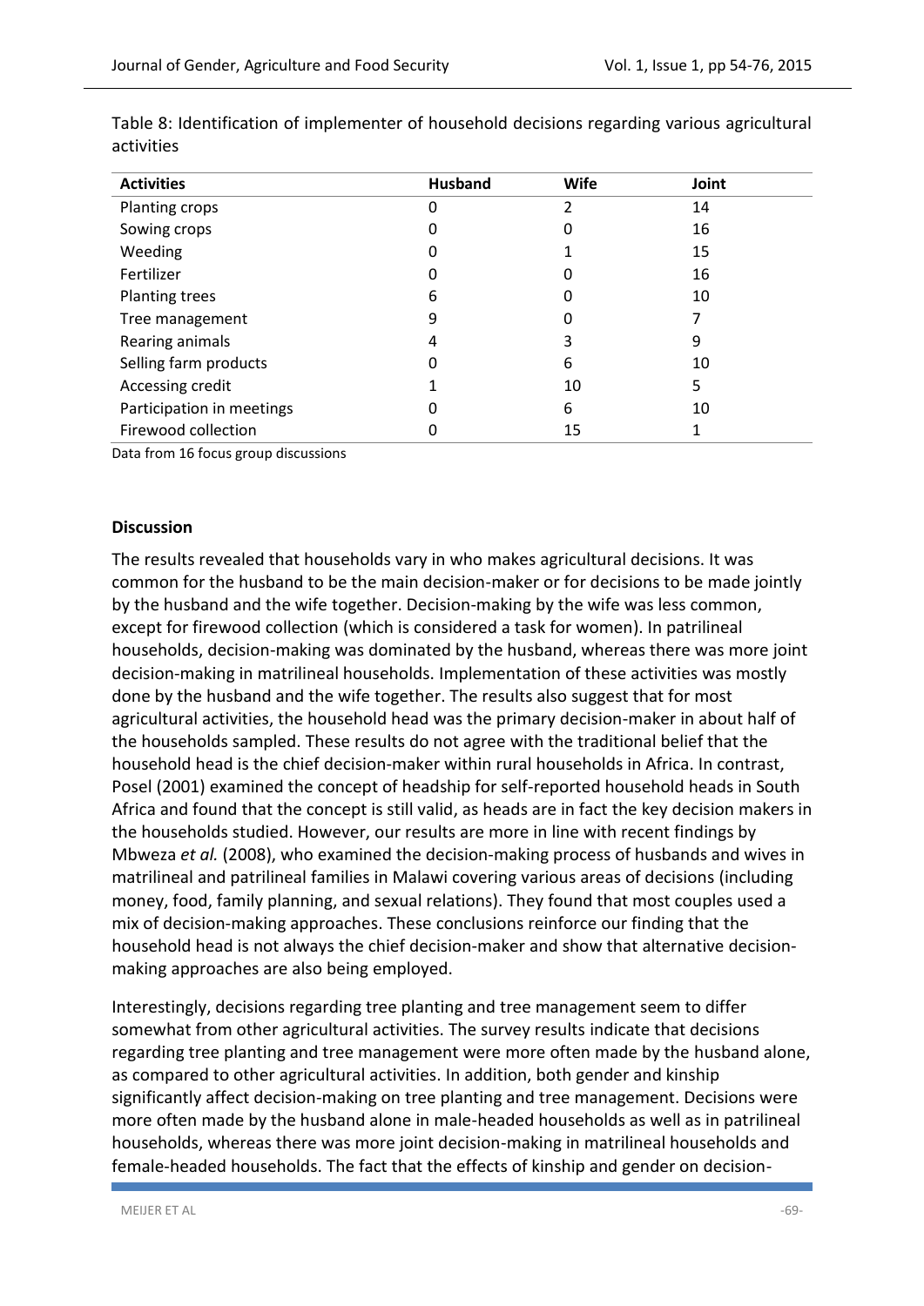Table 8: Identification of implementer of household decisions regarding various agricultural activities

| Activities | Husband | Wife | Joint |
|---|---|---|---|
| Planting crops | 0 | 2 | 14 |
| Sowing crops | 0 | 0 | 16 |
| Weeding | 0 | 1 | 15 |
| Fertilizer | 0 | 0 | 16 |
| Planting trees | 6 | 0 | 10 |
| Tree management | 9 | 0 | 7 |
| Rearing animals | 4 | 3 | 9 |
| Selling farm products | 0 | 6 | 10 |
| Accessing credit | 1 | 10 | 5 |
| Participation in meetings | 0 | 6 | 10 |
| Firewood collection | 0 | 15 | 1 |

Data from 16 focus group discussions

**Discussion**

The results revealed that households vary in who makes agricultural decisions. It was common for the husband to be the main decision-maker or for decisions to be made jointly by the husband and the wife together. Decision-making by the wife was less common, except for firewood collection (which is considered a task for women). In patrilineal households, decision-making was dominated by the husband, whereas there was more joint decision-making in matrilineal households. Implementation of these activities was mostly done by the husband and the wife together. The results also suggest that for most agricultural activities, the household head was the primary decision-maker in about half of the households sampled. These results do not agree with the traditional belief that the household head is the chief decision-maker within rural households in Africa. In contrast, Posel (2001) examined the concept of headship for self-reported household heads in South Africa and found that the concept is still valid, as heads are in fact the key decision makers in the households studied. However, our results are more in line with recent findings by Mbweza *et al.* (2008), who examined the decision-making process of husbands and wives in matrilineal and patrilineal families in Malawi covering various areas of decisions (including money, food, family planning, and sexual relations). They found that most couples used a mix of decision-making approaches. These conclusions reinforce our finding that the household head is not always the chief decision-maker and show that alternative decision-making approaches are also being employed.

Interestingly, decisions regarding tree planting and tree management seem to differ somewhat from other agricultural activities. The survey results indicate that decisions regarding tree planting and tree management were more often made by the husband alone, as compared to other agricultural activities. In addition, both gender and kinship significantly affect decision-making on tree planting and tree management. Decisions were more often made by the husband alone in male-headed households as well as in patrilineal households, whereas there was more joint decision-making in matrilineal households and female-headed households. The fact that the effects of kinship and gender on decision-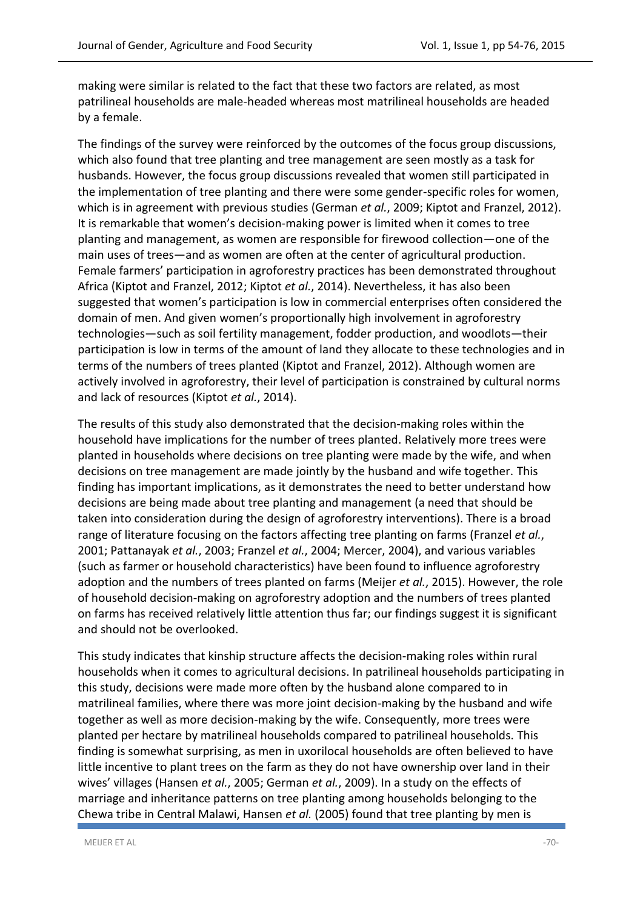making were similar is related to the fact that these two factors are related, as most patrilineal households are male-headed whereas most matrilineal households are headed by a female.

The findings of the survey were reinforced by the outcomes of the focus group discussions, which also found that tree planting and tree management are seen mostly as a task for husbands. However, the focus group discussions revealed that women still participated in the implementation of tree planting and there were some gender-specific roles for women, which is in agreement with previous studies (German *et al.*, 2009; Kiptot and Franzel, 2012). It is remarkable that women's decision-making power is limited when it comes to tree planting and management, as women are responsible for firewood collection—one of the main uses of trees—and as women are often at the center of agricultural production. Female farmers' participation in agroforestry practices has been demonstrated throughout Africa (Kiptot and Franzel, 2012; Kiptot *et al.*, 2014). Nevertheless, it has also been suggested that women's participation is low in commercial enterprises often considered the domain of men. And given women's proportionally high involvement in agroforestry technologies—such as soil fertility management, fodder production, and woodlots—their participation is low in terms of the amount of land they allocate to these technologies and in terms of the numbers of trees planted (Kiptot and Franzel, 2012). Although women are actively involved in agroforestry, their level of participation is constrained by cultural norms and lack of resources (Kiptot *et al.*, 2014).

The results of this study also demonstrated that the decision-making roles within the household have implications for the number of trees planted. Relatively more trees were planted in households where decisions on tree planting were made by the wife, and when decisions on tree management are made jointly by the husband and wife together. This finding has important implications, as it demonstrates the need to better understand how decisions are being made about tree planting and management (a need that should be taken into consideration during the design of agroforestry interventions). There is a broad range of literature focusing on the factors affecting tree planting on farms (Franzel *et al.*, 2001; Pattanayak *et al.*, 2003; Franzel *et al.*, 2004; Mercer, 2004), and various variables (such as farmer or household characteristics) have been found to influence agroforestry adoption and the numbers of trees planted on farms (Meijer *et al.*, 2015). However, the role of household decision-making on agroforestry adoption and the numbers of trees planted on farms has received relatively little attention thus far; our findings suggest it is significant and should not be overlooked.

This study indicates that kinship structure affects the decision-making roles within rural households when it comes to agricultural decisions. In patrilineal households participating in this study, decisions were made more often by the husband alone compared to in matrilineal families, where there was more joint decision-making by the husband and wife together as well as more decision-making by the wife. Consequently, more trees were planted per hectare by matrilineal households compared to patrilineal households. This finding is somewhat surprising, as men in uxorilocal households are often believed to have little incentive to plant trees on the farm as they do not have ownership over land in their wives' villages (Hansen *et al.*, 2005; German *et al.*, 2009). In a study on the effects of marriage and inheritance patterns on tree planting among households belonging to the Chewa tribe in Central Malawi, Hansen *et al.* (2005) found that tree planting by men is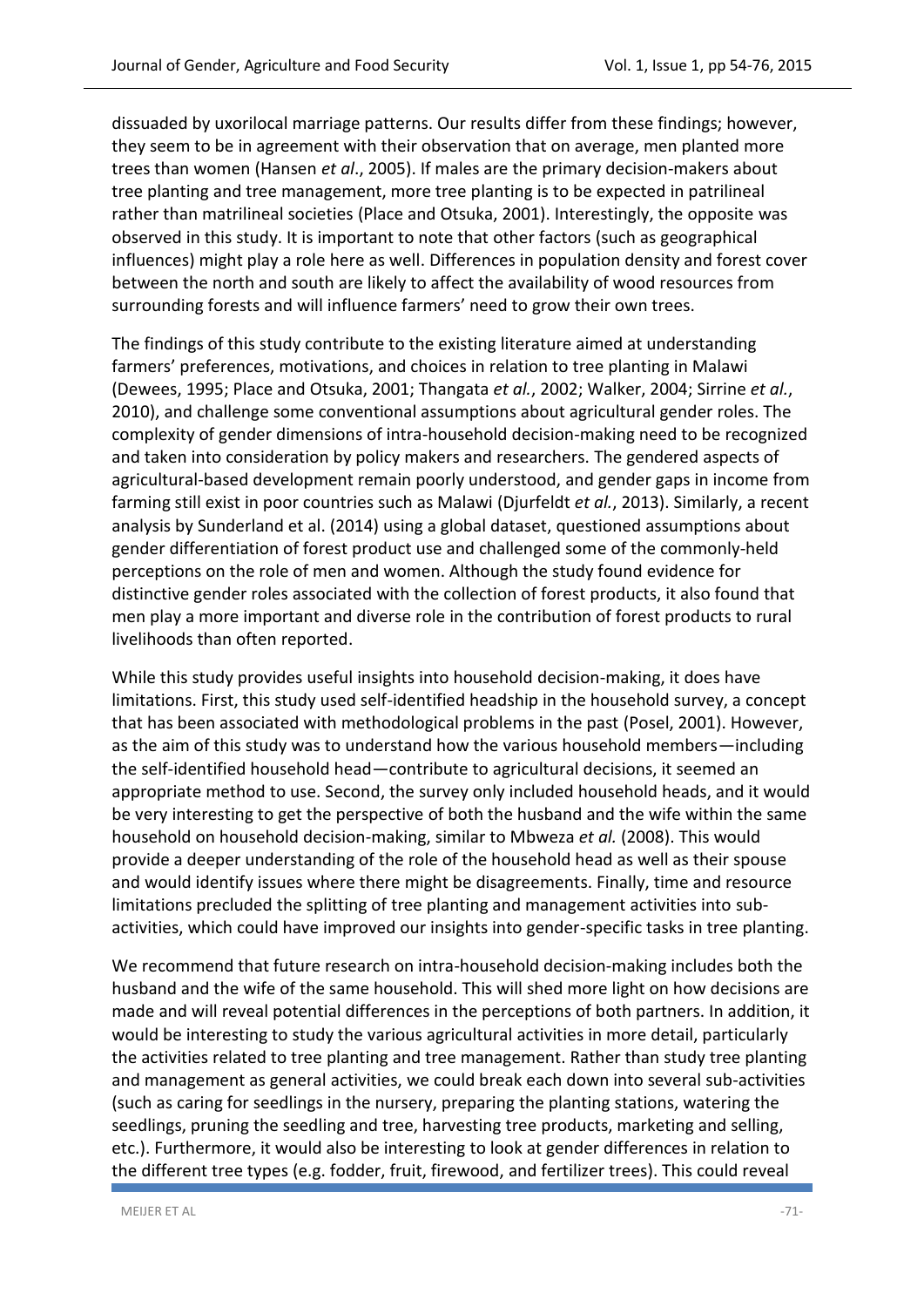dissuaded by uxorilocal marriage patterns. Our results differ from these findings; however, they seem to be in agreement with their observation that on average, men planted more trees than women (Hansen *et al*., 2005). If males are the primary decision-makers about tree planting and tree management, more tree planting is to be expected in patrilineal rather than matrilineal societies (Place and Otsuka, 2001). Interestingly, the opposite was observed in this study. It is important to note that other factors (such as geographical influences) might play a role here as well. Differences in population density and forest cover between the north and south are likely to affect the availability of wood resources from surrounding forests and will influence farmers' need to grow their own trees.

The findings of this study contribute to the existing literature aimed at understanding farmers' preferences, motivations, and choices in relation to tree planting in Malawi (Dewees, 1995; Place and Otsuka, 2001; Thangata *et al.*, 2002; Walker, 2004; Sirrine *et al.*, 2010), and challenge some conventional assumptions about agricultural gender roles. The complexity of gender dimensions of intra-household decision-making need to be recognized and taken into consideration by policy makers and researchers. The gendered aspects of agricultural-based development remain poorly understood, and gender gaps in income from farming still exist in poor countries such as Malawi (Djurfeldt *et al.*, 2013). Similarly, a recent analysis by Sunderland et al. (2014) using a global dataset, questioned assumptions about gender differentiation of forest product use and challenged some of the commonly-held perceptions on the role of men and women. Although the study found evidence for distinctive gender roles associated with the collection of forest products, it also found that men play a more important and diverse role in the contribution of forest products to rural livelihoods than often reported.

While this study provides useful insights into household decision-making, it does have limitations. First, this study used self-identified headship in the household survey, a concept that has been associated with methodological problems in the past (Posel, 2001). However, as the aim of this study was to understand how the various household members—including the self-identified household head—contribute to agricultural decisions, it seemed an appropriate method to use. Second, the survey only included household heads, and it would be very interesting to get the perspective of both the husband and the wife within the same household on household decision-making, similar to Mbweza *et al.* (2008). This would provide a deeper understanding of the role of the household head as well as their spouse and would identify issues where there might be disagreements. Finally, time and resource limitations precluded the splitting of tree planting and management activities into sub-activities, which could have improved our insights into gender-specific tasks in tree planting.

We recommend that future research on intra-household decision-making includes both the husband and the wife of the same household. This will shed more light on how decisions are made and will reveal potential differences in the perceptions of both partners. In addition, it would be interesting to study the various agricultural activities in more detail, particularly the activities related to tree planting and tree management. Rather than study tree planting and management as general activities, we could break each down into several sub-activities (such as caring for seedlings in the nursery, preparing the planting stations, watering the seedlings, pruning the seedling and tree, harvesting tree products, marketing and selling, etc.). Furthermore, it would also be interesting to look at gender differences in relation to the different tree types (e.g. fodder, fruit, firewood, and fertilizer trees). This could reveal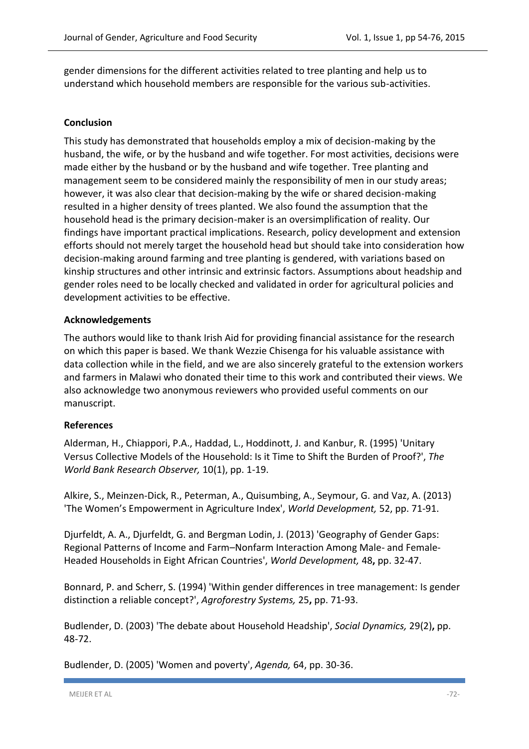gender dimensions for the different activities related to tree planting and help us to understand which household members are responsible for the various sub-activities.

## Conclusion

This study has demonstrated that households employ a mix of decision-making by the husband, the wife, or by the husband and wife together. For most activities, decisions were made either by the husband or by the husband and wife together. Tree planting and management seem to be considered mainly the responsibility of men in our study areas; however, it was also clear that decision-making by the wife or shared decision-making resulted in a higher density of trees planted. We also found the assumption that the household head is the primary decision-maker is an oversimplification of reality. Our findings have important practical implications. Research, policy development and extension efforts should not merely target the household head but should take into consideration how decision-making around farming and tree planting is gendered, with variations based on kinship structures and other intrinsic and extrinsic factors. Assumptions about headship and gender roles need to be locally checked and validated in order for agricultural policies and development activities to be effective.

## Acknowledgements

The authors would like to thank Irish Aid for providing financial assistance for the research on which this paper is based. We thank Wezzie Chisenga for his valuable assistance with data collection while in the field, and we are also sincerely grateful to the extension workers and farmers in Malawi who donated their time to this work and contributed their views. We also acknowledge two anonymous reviewers who provided useful comments on our manuscript.

## References

Alderman, H., Chiappori, P.A., Haddad, L., Hoddinott, J. and Kanbur, R. (1995) 'Unitary Versus Collective Models of the Household: Is it Time to Shift the Burden of Proof?', *The World Bank Research Observer,* 10(1), pp. 1-19.

Alkire, S., Meinzen-Dick, R., Peterman, A., Quisumbing, A., Seymour, G. and Vaz, A. (2013) 'The Women's Empowerment in Agriculture Index', *World Development,* 52, pp. 71-91.

Djurfeldt, A. A., Djurfeldt, G. and Bergman Lodin, J. (2013) 'Geography of Gender Gaps: Regional Patterns of Income and Farm–Nonfarm Interaction Among Male- and Female-Headed Households in Eight African Countries', *World Development,* 48**,** pp. 32-47.

Bonnard, P. and Scherr, S. (1994) 'Within gender differences in tree management: Is gender distinction a reliable concept?', *Agroforestry Systems,* 25**,** pp. 71-93.

Budlender, D. (2003) 'The debate about Household Headship', *Social Dynamics,* 29(2)**,** pp. 48-72.

Budlender, D. (2005) 'Women and poverty', *Agenda,* 64, pp. 30-36.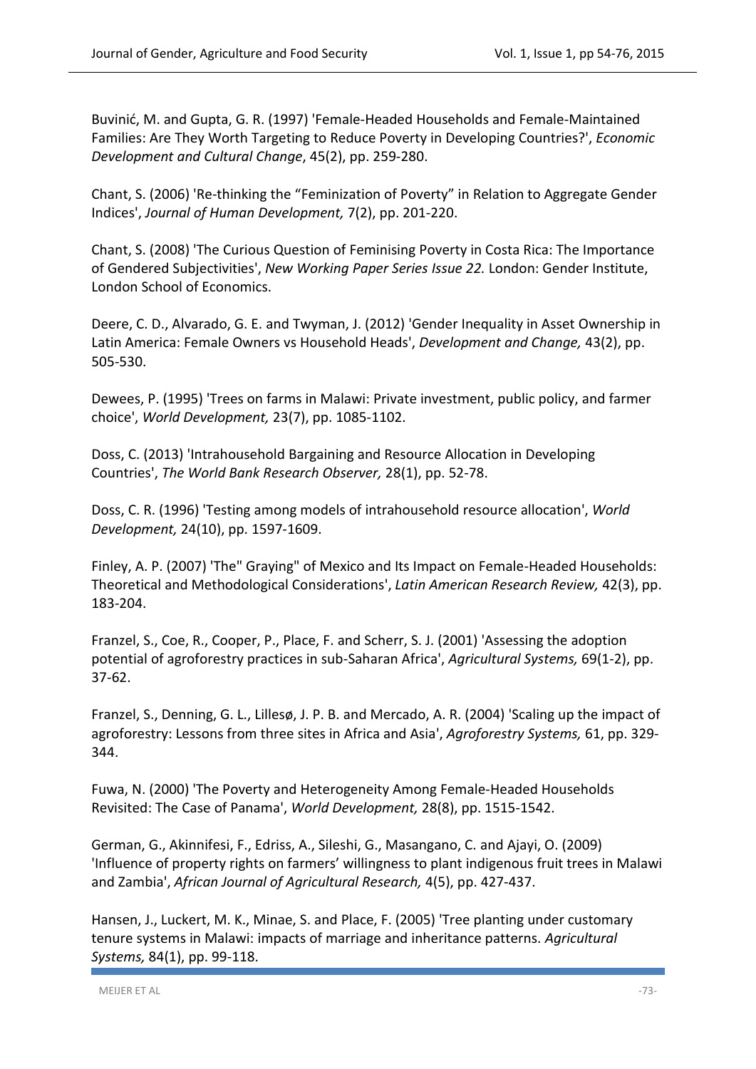Buvinić, M. and Gupta, G. R. (1997) 'Female-Headed Households and Female-Maintained Families: Are They Worth Targeting to Reduce Poverty in Developing Countries?', *Economic Development and Cultural Change*, 45(2), pp. 259-280.

Chant, S. (2006) 'Re-thinking the "Feminization of Poverty" in Relation to Aggregate Gender Indices', *Journal of Human Development,* 7(2), pp. 201-220.

Chant, S. (2008) 'The Curious Question of Feminising Poverty in Costa Rica: The Importance of Gendered Subjectivities', *New Working Paper Series Issue 22.* London: Gender Institute, London School of Economics.

Deere, C. D., Alvarado, G. E. and Twyman, J. (2012) 'Gender Inequality in Asset Ownership in Latin America: Female Owners vs Household Heads', *Development and Change,* 43(2), pp. 505-530.

Dewees, P. (1995) 'Trees on farms in Malawi: Private investment, public policy, and farmer choice', *World Development,* 23(7), pp. 1085-1102.

Doss, C. (2013) 'Intrahousehold Bargaining and Resource Allocation in Developing Countries', *The World Bank Research Observer,* 28(1), pp. 52-78.

Doss, C. R. (1996) 'Testing among models of intrahousehold resource allocation', *World Development,* 24(10), pp. 1597-1609.

Finley, A. P. (2007) 'The" Graying" of Mexico and Its Impact on Female-Headed Households: Theoretical and Methodological Considerations', *Latin American Research Review,* 42(3), pp. 183-204.

Franzel, S., Coe, R., Cooper, P., Place, F. and Scherr, S. J. (2001) 'Assessing the adoption potential of agroforestry practices in sub-Saharan Africa', *Agricultural Systems,* 69(1-2), pp. 37-62.

Franzel, S., Denning, G. L., Lillesø, J. P. B. and Mercado, A. R. (2004) 'Scaling up the impact of agroforestry: Lessons from three sites in Africa and Asia', *Agroforestry Systems,* 61, pp. 329-344.

Fuwa, N. (2000) 'The Poverty and Heterogeneity Among Female-Headed Households Revisited: The Case of Panama', *World Development,* 28(8), pp. 1515-1542.

German, G., Akinnifesi, F., Edriss, A., Sileshi, G., Masangano, C. and Ajayi, O. (2009) 'Influence of property rights on farmers' willingness to plant indigenous fruit trees in Malawi and Zambia', *African Journal of Agricultural Research,* 4(5), pp. 427-437.

Hansen, J., Luckert, M. K., Minae, S. and Place, F. (2005) 'Tree planting under customary tenure systems in Malawi: impacts of marriage and inheritance patterns. *Agricultural Systems,* 84(1), pp. 99-118.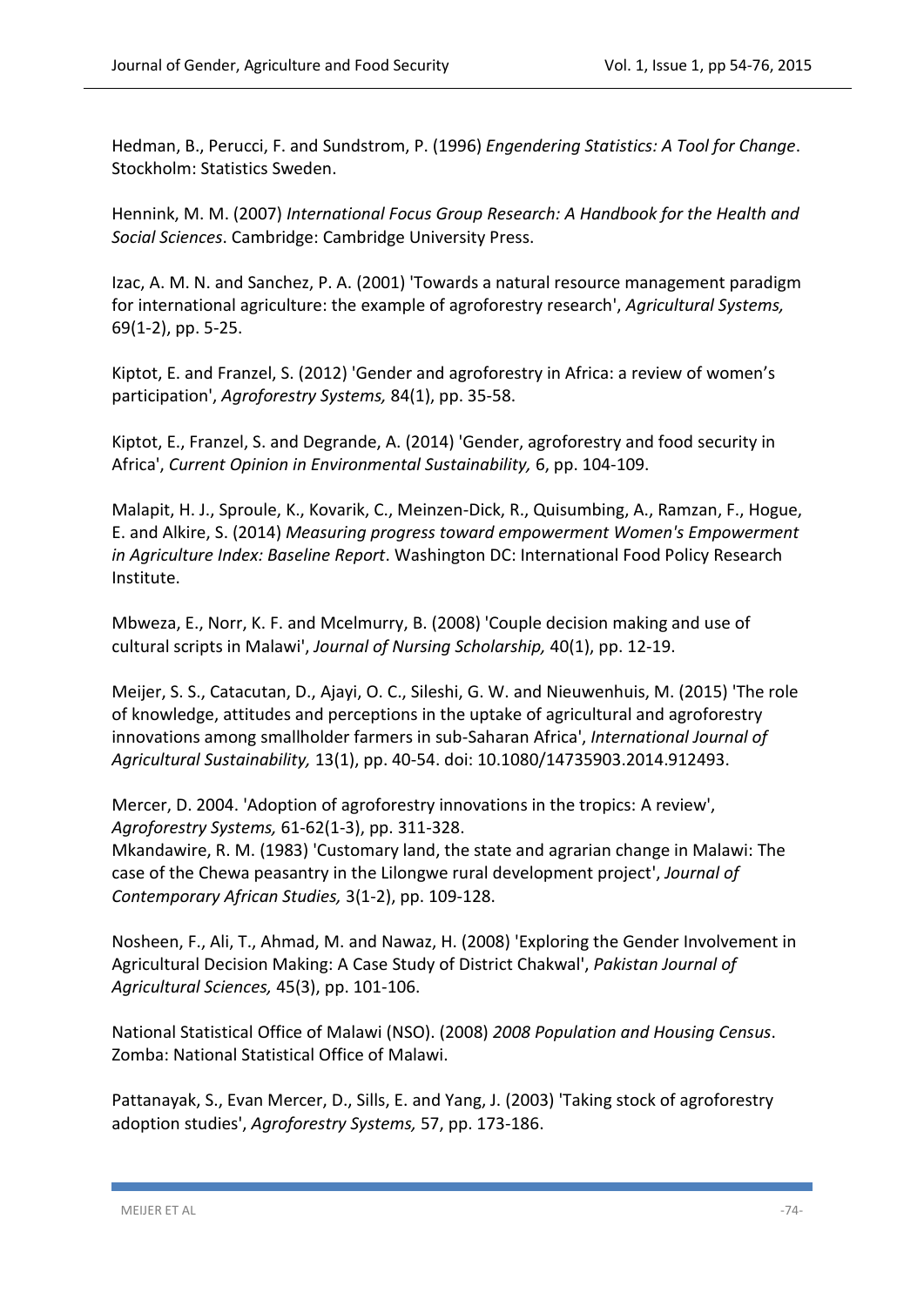Hedman, B., Perucci, F. and Sundstrom, P. (1996) *Engendering Statistics: A Tool for Change*. Stockholm: Statistics Sweden.

Hennink, M. M. (2007) *International Focus Group Research: A Handbook for the Health and Social Sciences*. Cambridge: Cambridge University Press.

Izac, A. M. N. and Sanchez, P. A. (2001) 'Towards a natural resource management paradigm for international agriculture: the example of agroforestry research', *Agricultural Systems,* 69(1-2), pp. 5-25.

Kiptot, E. and Franzel, S. (2012) 'Gender and agroforestry in Africa: a review of women's participation', *Agroforestry Systems,* 84(1), pp. 35-58.

Kiptot, E., Franzel, S. and Degrande, A. (2014) 'Gender, agroforestry and food security in Africa', *Current Opinion in Environmental Sustainability,* 6, pp. 104-109.

Malapit, H. J., Sproule, K., Kovarik, C., Meinzen-Dick, R., Quisumbing, A., Ramzan, F., Hogue, E. and Alkire, S. (2014) *Measuring progress toward empowerment Women's Empowerment in Agriculture Index: Baseline Report*. Washington DC: International Food Policy Research Institute.

Mbweza, E., Norr, K. F. and Mcelmurry, B. (2008) 'Couple decision making and use of cultural scripts in Malawi', *Journal of Nursing Scholarship,* 40(1), pp. 12-19.

Meijer, S. S., Catacutan, D., Ajayi, O. C., Sileshi, G. W. and Nieuwenhuis, M. (2015) 'The role of knowledge, attitudes and perceptions in the uptake of agricultural and agroforestry innovations among smallholder farmers in sub-Saharan Africa', *International Journal of Agricultural Sustainability,* 13(1), pp. 40-54. doi: 10.1080/14735903.2014.912493.

Mercer, D. 2004. 'Adoption of agroforestry innovations in the tropics: A review', *Agroforestry Systems,* 61-62(1-3), pp. 311-328.

Mkandawire, R. M. (1983) 'Customary land, the state and agrarian change in Malawi: The case of the Chewa peasantry in the Lilongwe rural development project', *Journal of Contemporary African Studies,* 3(1-2), pp. 109-128.

Nosheen, F., Ali, T., Ahmad, M. and Nawaz, H. (2008) 'Exploring the Gender Involvement in Agricultural Decision Making: A Case Study of District Chakwal', *Pakistan Journal of Agricultural Sciences,* 45(3), pp. 101-106.

National Statistical Office of Malawi (NSO). (2008) *2008 Population and Housing Census*. Zomba: National Statistical Office of Malawi.

Pattanayak, S., Evan Mercer, D., Sills, E. and Yang, J. (2003) 'Taking stock of agroforestry adoption studies', *Agroforestry Systems,* 57, pp. 173-186.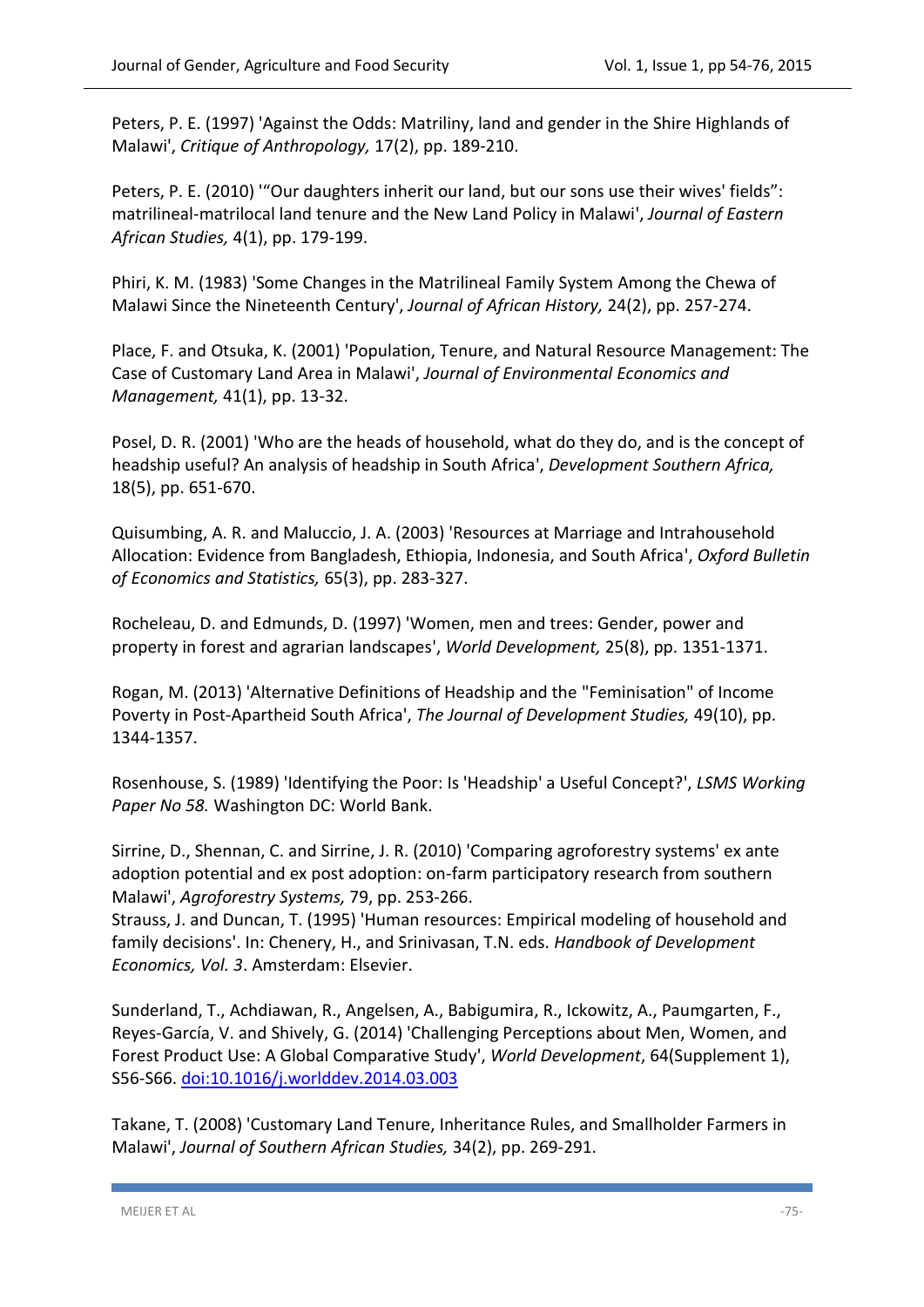Peters, P. E. (1997) 'Against the Odds: Matriliny, land and gender in the Shire Highlands of Malawi', *Critique of Anthropology,* 17(2), pp. 189-210.

Peters, P. E. (2010) '"Our daughters inherit our land, but our sons use their wives' fields": matrilineal-matrilocal land tenure and the New Land Policy in Malawi', *Journal of Eastern African Studies,* 4(1), pp. 179-199.

Phiri, K. M. (1983) 'Some Changes in the Matrilineal Family System Among the Chewa of Malawi Since the Nineteenth Century', *Journal of African History,* 24(2), pp. 257-274.

Place, F. and Otsuka, K. (2001) 'Population, Tenure, and Natural Resource Management: The Case of Customary Land Area in Malawi', *Journal of Environmental Economics and Management,* 41(1), pp. 13-32.

Posel, D. R. (2001) 'Who are the heads of household, what do they do, and is the concept of headship useful? An analysis of headship in South Africa', *Development Southern Africa,* 18(5), pp. 651-670.

Quisumbing, A. R. and Maluccio, J. A. (2003) 'Resources at Marriage and Intrahousehold Allocation: Evidence from Bangladesh, Ethiopia, Indonesia, and South Africa', *Oxford Bulletin of Economics and Statistics,* 65(3), pp. 283-327.

Rocheleau, D. and Edmunds, D. (1997) 'Women, men and trees: Gender, power and property in forest and agrarian landscapes', *World Development,* 25(8), pp. 1351-1371.

Rogan, M. (2013) 'Alternative Definitions of Headship and the "Feminisation" of Income Poverty in Post-Apartheid South Africa', *The Journal of Development Studies,* 49(10), pp. 1344-1357.

Rosenhouse, S. (1989) 'Identifying the Poor: Is 'Headship' a Useful Concept?', *LSMS Working Paper No 58.* Washington DC: World Bank.

Sirrine, D., Shennan, C. and Sirrine, J. R. (2010) 'Comparing agroforestry systems' ex ante adoption potential and ex post adoption: on-farm participatory research from southern Malawi', *Agroforestry Systems,* 79, pp. 253-266.

Strauss, J. and Duncan, T. (1995) 'Human resources: Empirical modeling of household and family decisions'. In: Chenery, H., and Srinivasan, T.N. eds. *Handbook of Development Economics, Vol. 3*. Amsterdam: Elsevier.

Sunderland, T., Achdiawan, R., Angelsen, A., Babigumira, R., Ickowitz, A., Paumgarten, F., Reyes-García, V. and Shively, G. (2014) 'Challenging Perceptions about Men, Women, and Forest Product Use: A Global Comparative Study', *World Development*, 64(Supplement 1), S56-S66. doi:10.1016/j.worlddev.2014.03.003

Takane, T. (2008) 'Customary Land Tenure, Inheritance Rules, and Smallholder Farmers in Malawi', *Journal of Southern African Studies,* 34(2), pp. 269-291.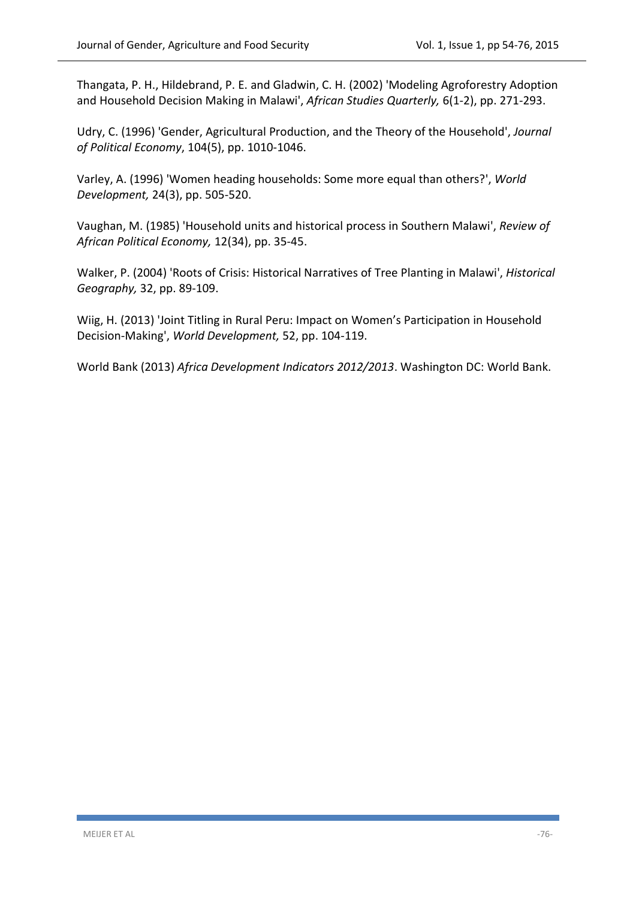Thangata, P. H., Hildebrand, P. E. and Gladwin, C. H. (2002) 'Modeling Agroforestry Adoption and Household Decision Making in Malawi', *African Studies Quarterly,* 6(1-2), pp. 271-293.

Udry, C. (1996) 'Gender, Agricultural Production, and the Theory of the Household', *Journal of Political Economy*, 104(5), pp. 1010-1046.

Varley, A. (1996) 'Women heading households: Some more equal than others?', *World Development,* 24(3), pp. 505-520.

Vaughan, M. (1985) 'Household units and historical process in Southern Malawi', *Review of African Political Economy,* 12(34), pp. 35-45.

Walker, P. (2004) 'Roots of Crisis: Historical Narratives of Tree Planting in Malawi', *Historical Geography,* 32, pp. 89-109.

Wiig, H. (2013) 'Joint Titling in Rural Peru: Impact on Women's Participation in Household Decision-Making', *World Development,* 52, pp. 104-119.

World Bank (2013) *Africa Development Indicators 2012/2013*. Washington DC: World Bank.